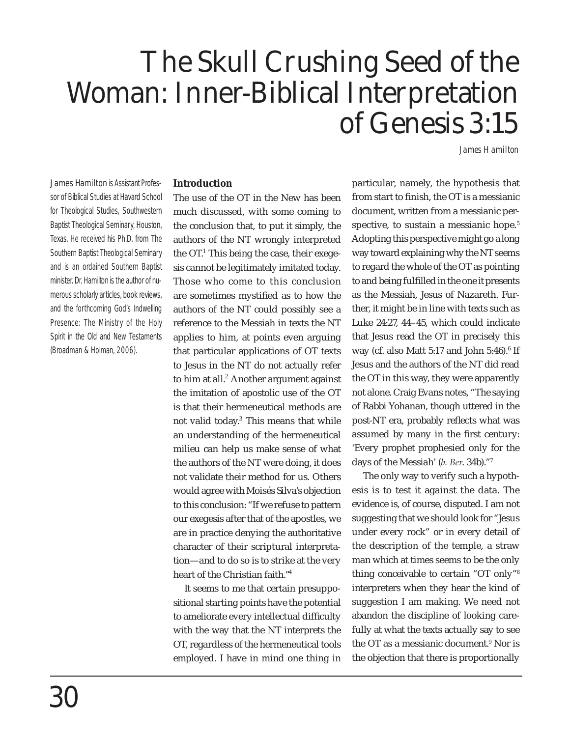# The Skull Crushing Seed of the Woman: Inner-Biblical Interpretation of Genesis 3:15

*James Hamilton*

James Hamilton is Assistant Professor of Biblical Studies at Havard School for Theological Studies, Southwestern Baptist Theological Seminary, Houston, Texas. He received his Ph.D. from The Southern Baptist Theological Seminary and is an ordained Southern Baptist minister. Dr. Hamilton is the author of numerous scholarly articles, book reviews, and the forthcoming God's Indwelling Presence: The Ministry of the Holy Spirit in the Old and New Testaments (Broadman & Holman, 2006).

## Introduction

The use of the OT in the New has been much discussed, with some coming to the conclusion that, to put it simply, the authors of the NT wrongly interpreted the OT.[1] This being the case, their exegesis cannot be legitimately imitated today. Those who come to this conclusion are sometimes mystified as to how the authors of the NT could possibly see a reference to the Messiah in texts the NT applies to him, at points even arguing that particular applications of OT texts to Jesus in the NT do not actually refer to him at all.[2] Another argument against the imitation of apostolic use of the OT is that their hermeneutical methods are not valid today.[3] This means that while an understanding of the hermeneutical milieu can help us make sense of what the authors of the NT were doing, it does not validate their method for us. Others would agree with Moisés Silva's objection to this conclusion: "If we refuse to pattern our exegesis after that of the apostles, we are in practice denying the authoritative character of their scriptural interpretation—and to do so is to strike at the very heart of the Christian faith."[4]

It seems to me that certain presuppositional starting points have the potential to ameliorate every intellectual difficulty with the way that the NT interprets the OT, regardless of the hermeneutical tools employed. I have in mind one thing in particular, namely, the hypothesis that from start to finish, the OT is a messianic document, written from a messianic perspective, to sustain a messianic hope.[5] Adopting this perspective might go a long way toward explaining why the NT seems to regard the whole of the OT as pointing to and being fulfilled in the one it presents as the Messiah, Jesus of Nazareth. Further, it might be in line with texts such as Luke 24:27, 44–45, which could indicate that Jesus read the OT in precisely this way (cf. also Matt 5:17 and John 5:46).[6] If Jesus and the authors of the NT did read the OT in this way, they were apparently not alone. Craig Evans notes, "The saying of Rabbi Yohanan, though uttered in the post-NT era, probably reflects what was assumed by many in the first century: 'Every prophet prophesied only for the days of the Messiah' (*b. Ber*. 34b)."[7]

The only way to verify such a hypothesis is to test it against the data. The evidence is, of course, disputed. I am not suggesting that we should look for "Jesus under every rock" or in every detail of the description of the temple, a straw man which at times seems to be the only thing conceivable to certain "OT only"[8] interpreters when they hear the kind of suggestion I am making. We need not abandon the discipline of looking carefully at what the texts actually say to see the OT as a messianic document.[9] Nor is the objection that there is proportionally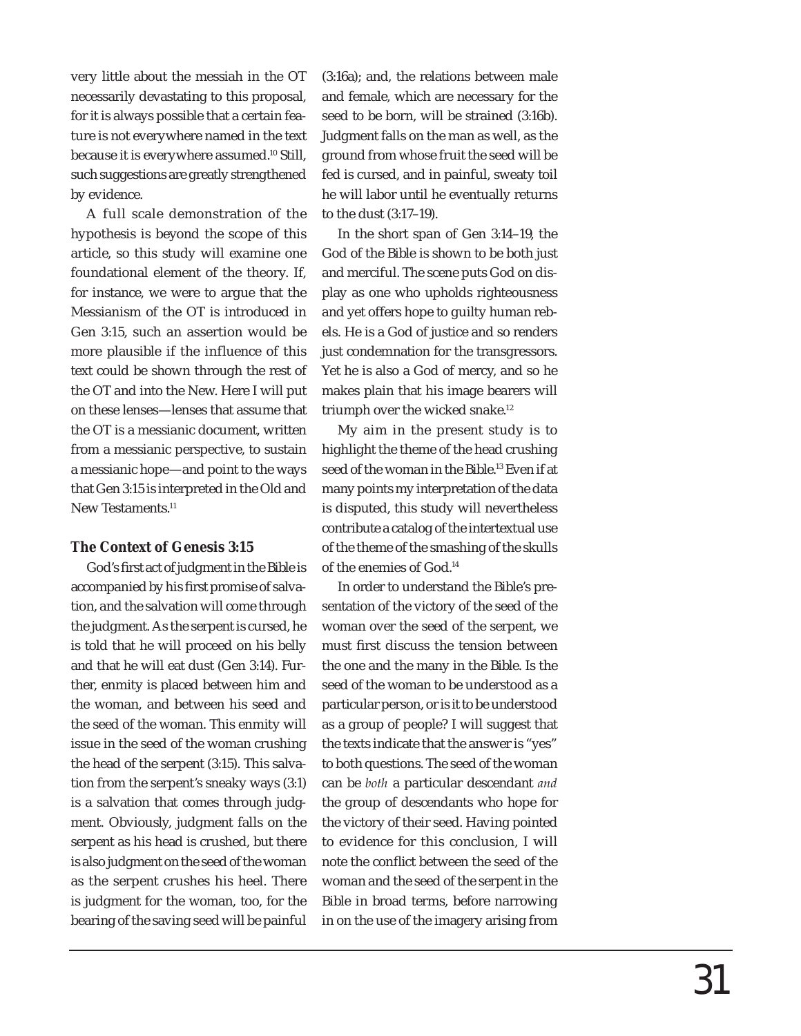very little about the messiah in the OT necessarily devastating to this proposal, for it is always possible that a certain feature is not everywhere named in the text because it is everywhere assumed.[10] Still, such suggestions are greatly strengthened by evidence.

A full scale demonstration of the hypothesis is beyond the scope of this article, so this study will examine one foundational element of the theory. If, for instance, we were to argue that the Messianism of the OT is introduced in Gen 3:15, such an assertion would be more plausible if the influence of this text could be shown through the rest of the OT and into the New. Here I will put on these lenses—lenses that assume that the OT is a messianic document, written from a messianic perspective, to sustain a messianic hope—and point to the ways that Gen 3:15 is interpreted in the Old and New Testaments.[11]

### The Context of Genesis 3:15

God's first act of judgment in the Bible is accompanied by his first promise of salvation, and the salvation will come through the judgment. As the serpent is cursed, he is told that he will proceed on his belly and that he will eat dust (Gen 3:14). Further, enmity is placed between him and the woman, and between his seed and the seed of the woman. This enmity will issue in the seed of the woman crushing the head of the serpent (3:15). This salvation from the serpent's sneaky ways (3:1) is a salvation that comes through judgment. Obviously, judgment falls on the serpent as his head is crushed, but there is also judgment on the seed of the woman as the serpent crushes his heel. There is judgment for the woman, too, for the bearing of the saving seed will be painful (3:16a); and, the relations between male and female, which are necessary for the seed to be born, will be strained (3:16b). Judgment falls on the man as well, as the ground from whose fruit the seed will be fed is cursed, and in painful, sweaty toil he will labor until he eventually returns to the dust (3:17–19).

In the short span of Gen 3:14–19, the God of the Bible is shown to be both just and merciful. The scene puts God on display as one who upholds righteousness and yet offers hope to guilty human rebels. He is a God of justice and so renders just condemnation for the transgressors. Yet he is also a God of mercy, and so he makes plain that his image bearers will triumph over the wicked snake.[12]

My aim in the present study is to highlight the theme of the head crushing seed of the woman in the Bible.[13] Even if at many points my interpretation of the data is disputed, this study will nevertheless contribute a catalog of the intertextual use of the theme of the smashing of the skulls of the enemies of God.[14]

In order to understand the Bible's presentation of the victory of the seed of the woman over the seed of the serpent, we must first discuss the tension between the one and the many in the Bible. Is the seed of the woman to be understood as a particular person, or is it to be understood as a group of people? I will suggest that the texts indicate that the answer is "yes" to both questions. The seed of the woman can be *both* a particular descendant *and* the group of descendants who hope for the victory of their seed. Having pointed to evidence for this conclusion, I will note the conflict between the seed of the woman and the seed of the serpent in the Bible in broad terms, before narrowing in on the use of the imagery arising from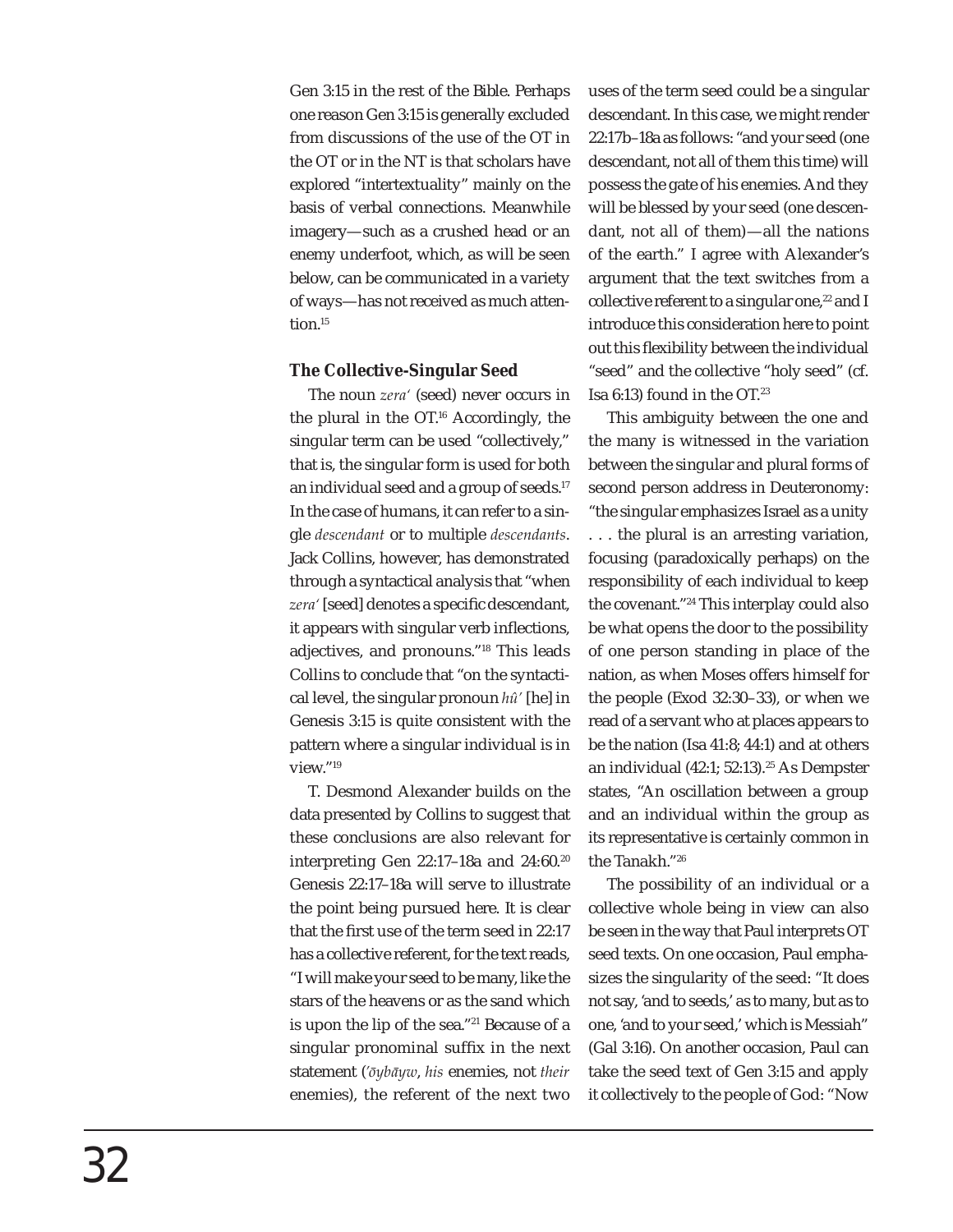Gen 3:15 in the rest of the Bible. Perhaps one reason Gen 3:15 is generally excluded from discussions of the use of the OT in the OT or in the NT is that scholars have explored "intertextuality" mainly on the basis of verbal connections. Meanwhile imagery—such as a crushed head or an enemy underfoot, which, as will be seen below, can be communicated in a variety of ways—has not received as much attention.[15]

### The Collective-Singular Seed

The noun *zeraʿ* (seed) never occurs in the plural in the OT.[16] Accordingly, the singular term can be used "collectively," that is, the singular form is used for both an individual seed and a group of seeds.[17] In the case of humans, it can refer to a single *descendant* or to multiple *descendants*. Jack Collins, however, has demonstrated through a syntactical analysis that "when *zeraʿ* [seed] denotes a specific descendant, it appears with singular verb inflections, adjectives, and pronouns."[18] This leads Collins to conclude that "on the syntactical level, the singular pronoun *hûʾ* [he] in Genesis 3:15 is quite consistent with the pattern where a singular individual is in view."[19]

T. Desmond Alexander builds on the data presented by Collins to suggest that these conclusions are also relevant for interpreting Gen 22:17–18a and 24:60.[20] Genesis 22:17–18a will serve to illustrate the point being pursued here. It is clear that the first use of the term seed in 22:17 has a collective referent, for the text reads, "I will make your seed to be many, like the stars of the heavens or as the sand which is upon the lip of the sea."[21] Because of a singular pronominal suffix in the next statement (*ʾōybāyw*, *his* enemies, not *their* enemies), the referent of the next two uses of the term seed could be a singular descendant. In this case, we might render 22:17b–18a as follows: "and your seed (one descendant, not all of them this time) will possess the gate of his enemies. And they will be blessed by your seed (one descendant, not all of them)—all the nations of the earth." I agree with Alexander's argument that the text switches from a collective referent to a singular one,[22] and I introduce this consideration here to point out this flexibility between the individual "seed" and the collective "holy seed" (cf. Isa 6:13) found in the OT.[23]

This ambiguity between the one and the many is witnessed in the variation between the singular and plural forms of second person address in Deuteronomy: "the singular emphasizes Israel as a unity . . . the plural is an arresting variation, focusing (paradoxically perhaps) on the responsibility of each individual to keep the covenant."[24] This interplay could also be what opens the door to the possibility of one person standing in place of the nation, as when Moses offers himself for the people (Exod 32:30–33), or when we read of a servant who at places appears to be the nation (Isa 41:8; 44:1) and at others an individual (42:1; 52:13).[25] As Dempster states, "An oscillation between a group and an individual within the group as its representative is certainly common in the Tanakh."[26]

The possibility of an individual or a collective whole being in view can also be seen in the way that Paul interprets OT seed texts. On one occasion, Paul emphasizes the singularity of the seed: "It does not say, 'and to seeds,' as to many, but as to one, 'and to your seed,' which is Messiah" (Gal 3:16). On another occasion, Paul can take the seed text of Gen 3:15 and apply it collectively to the people of God: "Now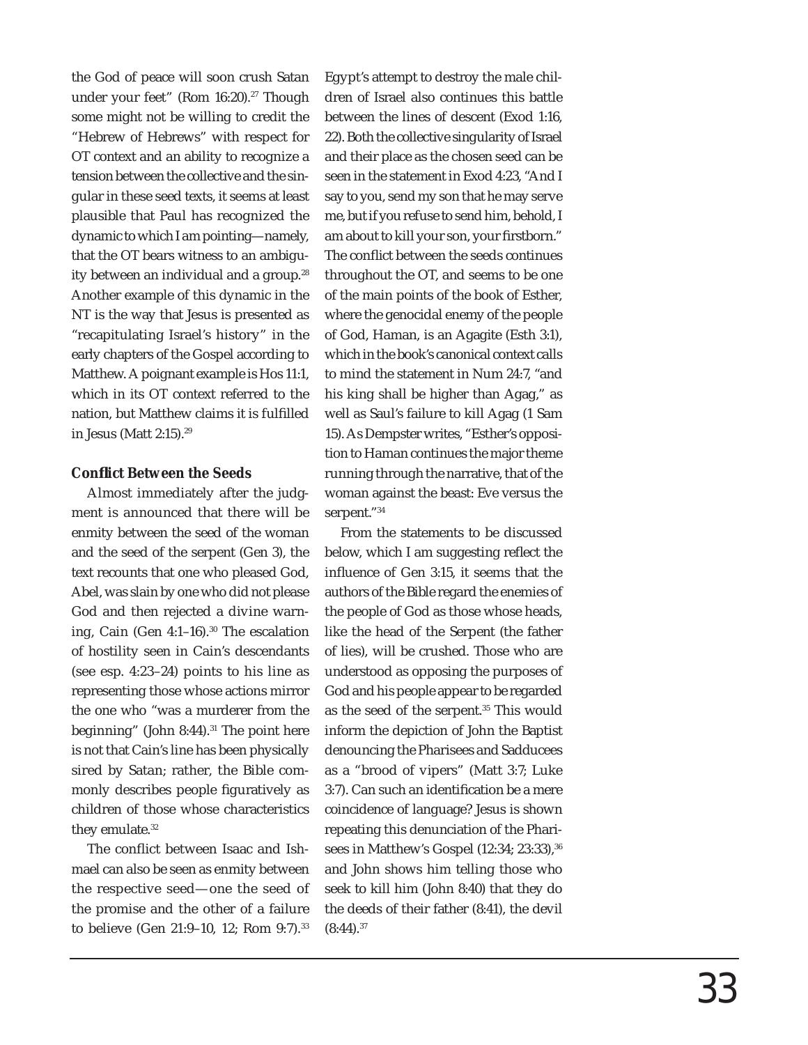the God of peace will soon crush Satan under your feet" (Rom 16:20).[27] Though some might not be willing to credit the "Hebrew of Hebrews" with respect for OT context and an ability to recognize a tension between the collective and the singular in these seed texts, it seems at least plausible that Paul has recognized the dynamic to which I am pointing—namely, that the OT bears witness to an ambiguity between an individual and a group.[28] Another example of this dynamic in the NT is the way that Jesus is presented as "recapitulating Israel's history" in the early chapters of the Gospel according to Matthew. A poignant example is Hos 11:1, which in its OT context referred to the nation, but Matthew claims it is fulfilled in Jesus (Matt 2:15).[29]

**Conflict Between the Seeds**

Almost immediately after the judgment is announced that there will be enmity between the seed of the woman and the seed of the serpent (Gen 3), the text recounts that one who pleased God, Abel, was slain by one who did not please God and then rejected a divine warning, Cain (Gen 4:1–16).[30] The escalation of hostility seen in Cain's descendants (see esp. 4:23–24) points to his line as representing those whose actions mirror the one who "was a murderer from the beginning" (John 8:44).[31] The point here is not that Cain's line has been physically sired by Satan; rather, the Bible commonly describes people figuratively as children of those whose characteristics they emulate.[32]

The conflict between Isaac and Ishmael can also be seen as enmity between the respective seed—one the seed of the promise and the other of a failure to believe (Gen 21:9–10, 12; Rom 9:7).[33] Egypt's attempt to destroy the male children of Israel also continues this battle between the lines of descent (Exod 1:16, 22). Both the collective singularity of Israel and their place as the chosen seed can be seen in the statement in Exod 4:23, "And I say to you, send my son that he may serve me, but if you refuse to send him, behold, I am about to kill your son, your firstborn." The conflict between the seeds continues throughout the OT, and seems to be one of the main points of the book of Esther, where the genocidal enemy of the people of God, Haman, is an Agagite (Esth 3:1), which in the book's canonical context calls to mind the statement in Num 24:7, "and his king shall be higher than Agag," as well as Saul's failure to kill Agag (1 Sam 15). As Dempster writes, "Esther's opposition to Haman continues the major theme running through the narrative, that of the woman against the beast: Eve versus the serpent."[34]

From the statements to be discussed below, which I am suggesting reflect the influence of Gen 3:15, it seems that the authors of the Bible regard the enemies of the people of God as those whose heads, like the head of the Serpent (the father of lies), will be crushed. Those who are understood as opposing the purposes of God and his people appear to be regarded as the seed of the serpent.[35] This would inform the depiction of John the Baptist denouncing the Pharisees and Sadducees as a "brood of vipers" (Matt 3:7; Luke 3:7). Can such an identification be a mere coincidence of language? Jesus is shown repeating this denunciation of the Pharisees in Matthew's Gospel (12:34; 23:33),[36] and John shows him telling those who seek to kill him (John 8:40) that they do the deeds of their father (8:41), the devil (8:44).[37]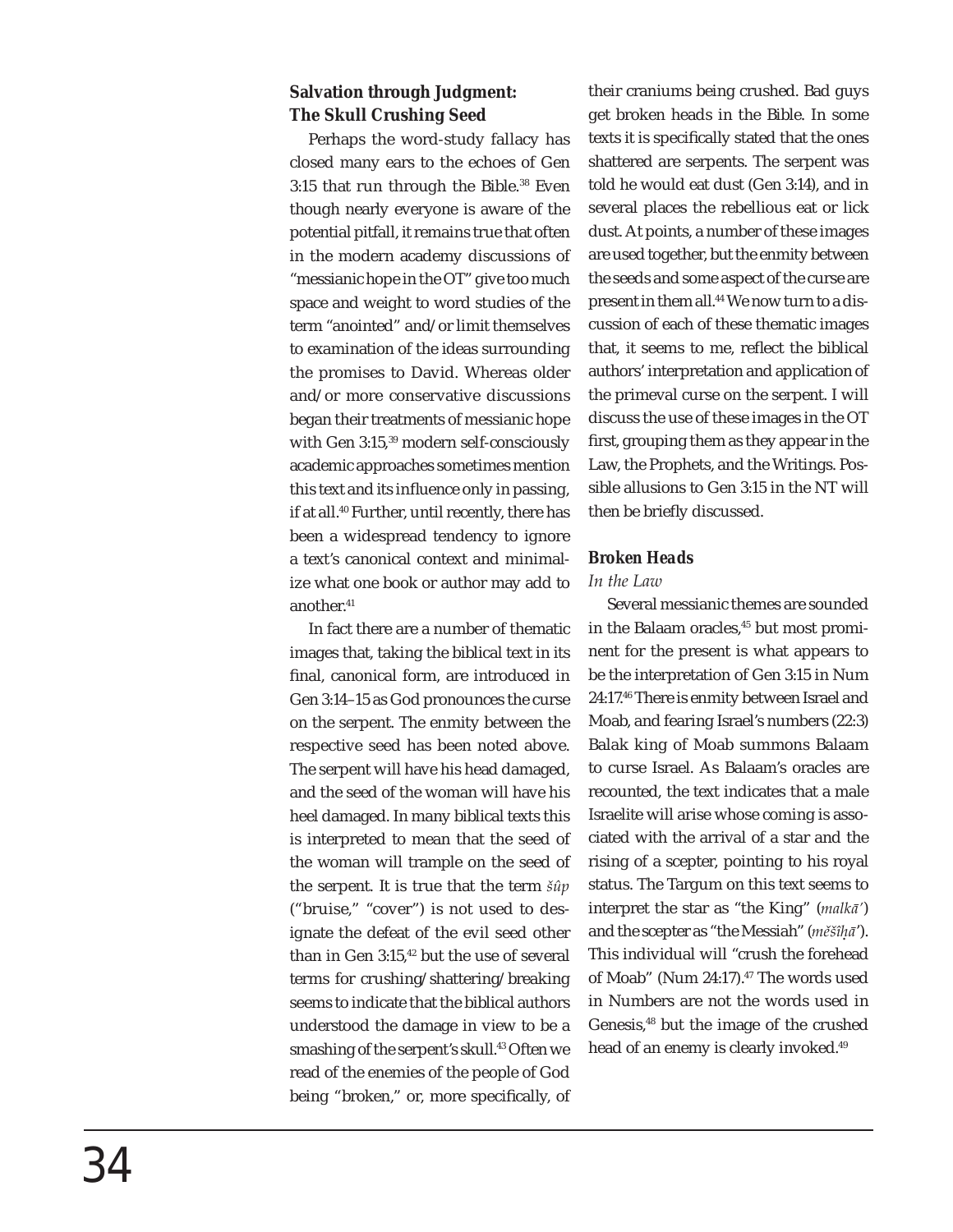## Salvation through Judgment: The Skull Crushing Seed

Perhaps the word-study fallacy has closed many ears to the echoes of Gen 3:15 that run through the Bible.[38] Even though nearly everyone is aware of the potential pitfall, it remains true that often in the modern academy discussions of "messianic hope in the OT" give too much space and weight to word studies of the term "anointed" and/or limit themselves to examination of the ideas surrounding the promises to David. Whereas older and/or more conservative discussions began their treatments of messianic hope with Gen 3:15,[39] modern self-consciously academic approaches sometimes mention this text and its influence only in passing, if at all.[40] Further, until recently, there has been a widespread tendency to ignore a text's canonical context and minimalize what one book or author may add to another.[41]

In fact there are a number of thematic images that, taking the biblical text in its final, canonical form, are introduced in Gen 3:14–15 as God pronounces the curse on the serpent. The enmity between the respective seed has been noted above. The serpent will have his head damaged, and the seed of the woman will have his heel damaged. In many biblical texts this is interpreted to mean that the seed of the woman will trample on the seed of the serpent. It is true that the term *šûp* ("bruise," "cover") is not used to designate the defeat of the evil seed other than in Gen 3:15,[42] but the use of several terms for crushing/shattering/breaking seems to indicate that the biblical authors understood the damage in view to be a smashing of the serpent's skull.[43] Often we read of the enemies of the people of God being "broken," or, more specifically, of their craniums being crushed. Bad guys get broken heads in the Bible. In some texts it is specifically stated that the ones shattered are serpents. The serpent was told he would eat dust (Gen 3:14), and in several places the rebellious eat or lick dust. At points, a number of these images are used together, but the enmity between the seeds and some aspect of the curse are present in them all.[44] We now turn to a discussion of each of these thematic images that, it seems to me, reflect the biblical authors' interpretation and application of the primeval curse on the serpent. I will discuss the use of these images in the OT first, grouping them as they appear in the Law, the Prophets, and the Writings. Possible allusions to Gen 3:15 in the NT will then be briefly discussed.

### Broken Heads

*In the Law*

Several messianic themes are sounded in the Balaam oracles,[45] but most prominent for the present is what appears to be the interpretation of Gen 3:15 in Num 24:17.[46] There is enmity between Israel and Moab, and fearing Israel's numbers (22:3) Balak king of Moab summons Balaam to curse Israel. As Balaam's oracles are recounted, the text indicates that a male Israelite will arise whose coming is associated with the arrival of a star and the rising of a scepter, pointing to his royal status. The Targum on this text seems to interpret the star as "the King" (*malkāʾ*) and the scepter as "the Messiah" (*mĕšîḥāʾ*). This individual will "crush the forehead of Moab" (Num 24:17).[47] The words used in Numbers are not the words used in Genesis,[48] but the image of the crushed head of an enemy is clearly invoked.[49]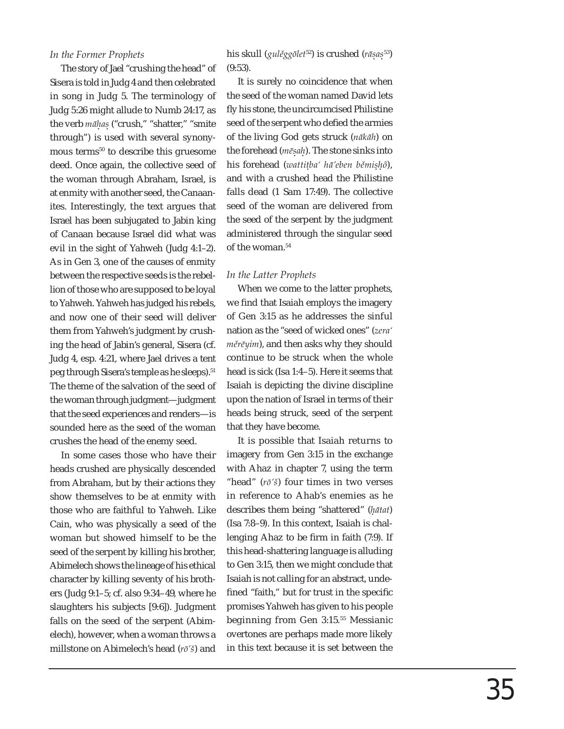*In the Former Prophets*

The story of Jael "crushing the head" of Sisera is told in Judg 4 and then celebrated in song in Judg 5. The terminology of Judg 5:26 might allude to Numb 24:17, as the verb *māḥaṣ* ("crush," "shatter," "smite through") is used with several synonymous terms[50] to describe this gruesome deed. Once again, the collective seed of the woman through Abraham, Israel, is at enmity with another seed, the Canaanites. Interestingly, the text argues that Israel has been subjugated to Jabin king of Canaan because Israel did what was evil in the sight of Yahweh (Judg 4:1–2). As in Gen 3, one of the causes of enmity between the respective seeds is the rebellion of those who are supposed to be loyal to Yahweh. Yahweh has judged his rebels, and now one of their seed will deliver them from Yahweh's judgment by crushing the head of Jabin's general, Sisera (cf. Judg 4, esp. 4:21, where Jael drives a tent peg through Sisera's temple as he sleeps).[51] The theme of the salvation of the seed of the woman through judgment—judgment that the seed experiences and renders—is sounded here as the seed of the woman crushes the head of the enemy seed.

In some cases those who have their heads crushed are physically descended from Abraham, but by their actions they show themselves to be at enmity with those who are faithful to Yahweh. Like Cain, who was physically a seed of the woman but showed himself to be the seed of the serpent by killing his brother, Abimelech shows the lineage of his ethical character by killing seventy of his brothers (Judg 9:1–5; cf. also 9:34–49, where he slaughters his subjects [9:6]). Judgment falls on the seed of the serpent (Abimelech), however, when a woman throws a millstone on Abimelech's head (*rō'š*) and his skull (*gulĕggōlet*[52]) is crushed (*rāṣaṣ*[53]) (9:53).

It is surely no coincidence that when the seed of the woman named David lets fly his stone, the uncircumcised Philistine seed of the serpent who defied the armies of the living God gets struck (*nākāh*) on the forehead (*mēṣaḥ*). The stone sinks into his forehead (*wattiṭba' hā'eben bĕmiṣḥô*), and with a crushed head the Philistine falls dead (1 Sam 17:49). The collective seed of the woman are delivered from the seed of the serpent by the judgment administered through the singular seed of the woman.[54]

*In the Latter Prophets*

When we come to the latter prophets, we find that Isaiah employs the imagery of Gen 3:15 as he addresses the sinful nation as the "seed of wicked ones" (*zera' mĕrēyim*), and then asks why they should continue to be struck when the whole head is sick (Isa 1:4–5). Here it seems that Isaiah is depicting the divine discipline upon the nation of Israel in terms of their heads being struck, seed of the serpent that they have become.

It is possible that Isaiah returns to imagery from Gen 3:15 in the exchange with Ahaz in chapter 7, using the term "head" (*rō'š*) four times in two verses in reference to Ahab's enemies as he describes them being "shattered" (*ḥātat*) (Isa 7:8–9). In this context, Isaiah is challenging Ahaz to be firm in faith (7:9). If this head-shattering language is alluding to Gen 3:15, then we might conclude that Isaiah is not calling for an abstract, undefined "faith," but for trust in the specific promises Yahweh has given to his people beginning from Gen 3:15.[55] Messianic overtones are perhaps made more likely in this text because it is set between the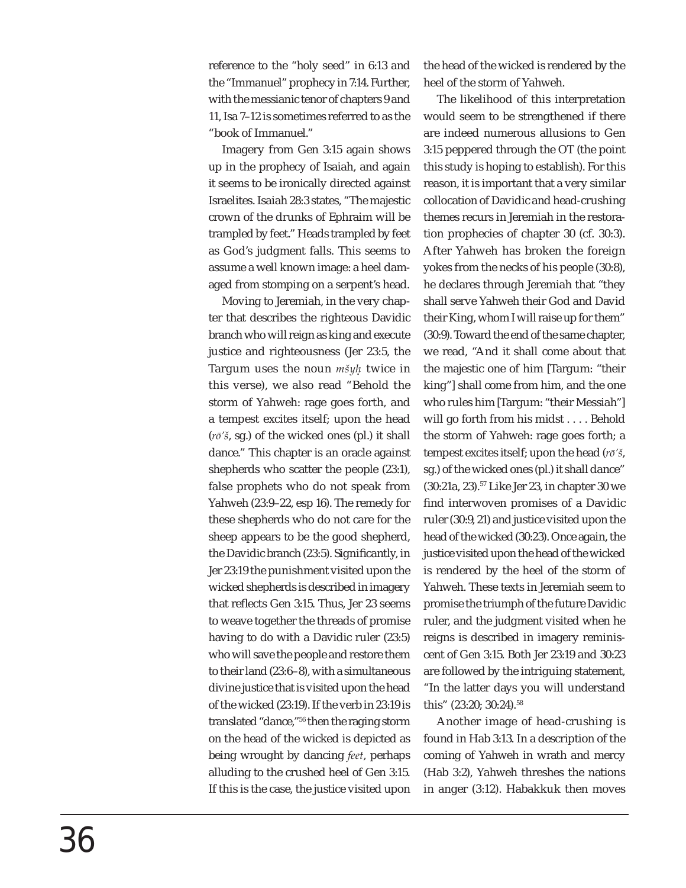reference to the "holy seed" in 6:13 and the "Immanuel" prophecy in 7:14. Further, with the messianic tenor of chapters 9 and 11, Isa 7–12 is sometimes referred to as the "book of Immanuel."

Imagery from Gen 3:15 again shows up in the prophecy of Isaiah, and again it seems to be ironically directed against Israelites. Isaiah 28:3 states, "The majestic crown of the drunks of Ephraim will be trampled by feet." Heads trampled by feet as God's judgment falls. This seems to assume a well known image: a heel damaged from stomping on a serpent's head.

Moving to Jeremiah, in the very chapter that describes the righteous Davidic branch who will reign as king and execute justice and righteousness (Jer 23:5, the Targum uses the noun *mšyḥ* twice in this verse), we also read "Behold the storm of Yahweh: rage goes forth, and a tempest excites itself; upon the head (*rō'š*, sg.) of the wicked ones (pl.) it shall dance." This chapter is an oracle against shepherds who scatter the people (23:1), false prophets who do not speak from Yahweh (23:9–22, esp 16). The remedy for these shepherds who do not care for the sheep appears to be the good shepherd, the Davidic branch (23:5). Significantly, in Jer 23:19 the punishment visited upon the wicked shepherds is described in imagery that reflects Gen 3:15. Thus, Jer 23 seems to weave together the threads of promise having to do with a Davidic ruler (23:5) who will save the people and restore them to their land (23:6–8), with a simultaneous divine justice that is visited upon the head of the wicked (23:19). If the verb in 23:19 is translated "dance,"[56] then the raging storm on the head of the wicked is depicted as being wrought by dancing *feet*, perhaps alluding to the crushed heel of Gen 3:15. If this is the case, the justice visited upon the head of the wicked is rendered by the heel of the storm of Yahweh.

The likelihood of this interpretation would seem to be strengthened if there are indeed numerous allusions to Gen 3:15 peppered through the OT (the point this study is hoping to establish). For this reason, it is important that a very similar collocation of Davidic and head-crushing themes recurs in Jeremiah in the restoration prophecies of chapter 30 (cf. 30:3). After Yahweh has broken the foreign yokes from the necks of his people (30:8), he declares through Jeremiah that "they shall serve Yahweh their God and David their King, whom I will raise up for them" (30:9). Toward the end of the same chapter, we read, "And it shall come about that the majestic one of him [Targum: "their king"] shall come from him, and the one who rules him [Targum: "their Messiah"] will go forth from his midst . . . . Behold the storm of Yahweh: rage goes forth; a tempest excites itself; upon the head (*rō'š*, sg.) of the wicked ones (pl.) it shall dance" (30:21a, 23).[57] Like Jer 23, in chapter 30 we find interwoven promises of a Davidic ruler (30:9, 21) and justice visited upon the head of the wicked (30:23). Once again, the justice visited upon the head of the wicked is rendered by the heel of the storm of Yahweh. These texts in Jeremiah seem to promise the triumph of the future Davidic ruler, and the judgment visited when he reigns is described in imagery reminiscent of Gen 3:15. Both Jer 23:19 and 30:23 are followed by the intriguing statement, "In the latter days you will understand this" (23:20; 30:24).[58]

Another image of head-crushing is found in Hab 3:13. In a description of the coming of Yahweh in wrath and mercy (Hab 3:2), Yahweh threshes the nations in anger (3:12). Habakkuk then moves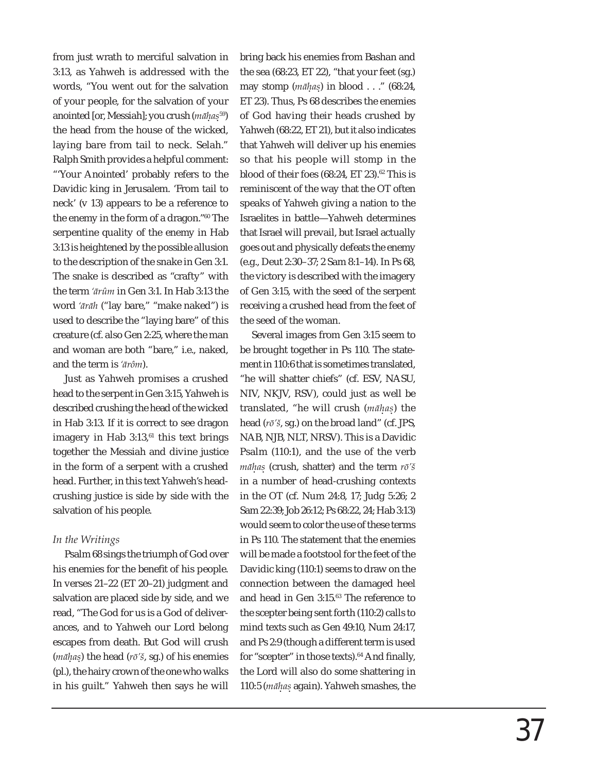from just wrath to merciful salvation in 3:13, as Yahweh is addressed with the words, "You went out for the salvation of your people, for the salvation of your anointed [or, Messiah]; you crush (*māḥaṣ*[59]) the head from the house of the wicked, laying bare from tail to neck. Selah." Ralph Smith provides a helpful comment: "'Your Anointed' probably refers to the Davidic king in Jerusalem. 'From tail to neck' (v 13) appears to be a reference to the enemy in the form of a dragon."[60] The serpentine quality of the enemy in Hab 3:13 is heightened by the possible allusion to the description of the snake in Gen 3:1. The snake is described as "crafty" with the term *ʿārûm* in Gen 3:1. In Hab 3:13 the word *ʿārāh* ("lay bare," "make naked") is used to describe the "laying bare" of this creature (cf. also Gen 2:25, where the man and woman are both "bare," i.e., naked, and the term is *ʿărôm*).

Just as Yahweh promises a crushed head to the serpent in Gen 3:15, Yahweh is described crushing the head of the wicked in Hab 3:13. If it is correct to see dragon imagery in Hab 3:13,[61] this text brings together the Messiah and divine justice in the form of a serpent with a crushed head. Further, in this text Yahweh's head-crushing justice is side by side with the salvation of his people.

### *In the Writings*

Psalm 68 sings the triumph of God over his enemies for the benefit of his people. In verses 21–22 (ET 20–21) judgment and salvation are placed side by side, and we read, "The God for us is a God of deliverances, and to Yahweh our Lord belong escapes from death. But God will crush (*māḥaṣ*) the head (*rōʾš*, sg.) of his enemies (pl.), the hairy crown of the one who walks in his guilt." Yahweh then says he will bring back his enemies from Bashan and the sea (68:23, ET 22), "that your feet (sg.) may stomp (*māḥaṣ*) in blood . . ." (68:24, ET 23). Thus, Ps 68 describes the enemies of God having their heads crushed by Yahweh (68:22, ET 21), but it also indicates that Yahweh will deliver up his enemies so that his people will stomp in the blood of their foes (68:24, ET 23).[62] This is reminiscent of the way that the OT often speaks of Yahweh giving a nation to the Israelites in battle—Yahweh determines that Israel will prevail, but Israel actually goes out and physically defeats the enemy (e.g., Deut 2:30–37; 2 Sam 8:1–14). In Ps 68, the victory is described with the imagery of Gen 3:15, with the seed of the serpent receiving a crushed head from the feet of the seed of the woman.

Several images from Gen 3:15 seem to be brought together in Ps 110. The statement in 110:6 that is sometimes translated, "he will shatter chiefs" (cf. ESV, NASU, NIV, NKJV, RSV), could just as well be translated, "he will crush (*māḥaṣ*) the head (*rōʾš*, sg.) on the broad land" (cf. JPS, NAB, NJB, NLT, NRSV). This is a Davidic Psalm (110:1), and the use of the verb *māḥaṣ* (crush, shatter) and the term *rōʾš* in a number of head-crushing contexts in the OT (cf. Num 24:8, 17; Judg 5:26; 2 Sam 22:39; Job 26:12; Ps 68:22, 24; Hab 3:13) would seem to color the use of these terms in Ps 110. The statement that the enemies will be made a footstool for the feet of the Davidic king (110:1) seems to draw on the connection between the damaged heel and head in Gen 3:15.[63] The reference to the scepter being sent forth (110:2) calls to mind texts such as Gen 49:10, Num 24:17, and Ps 2:9 (though a different term is used for "scepter" in those texts).[64] And finally, the Lord will also do some shattering in 110:5 (*māḥaṣ* again). Yahweh smashes, the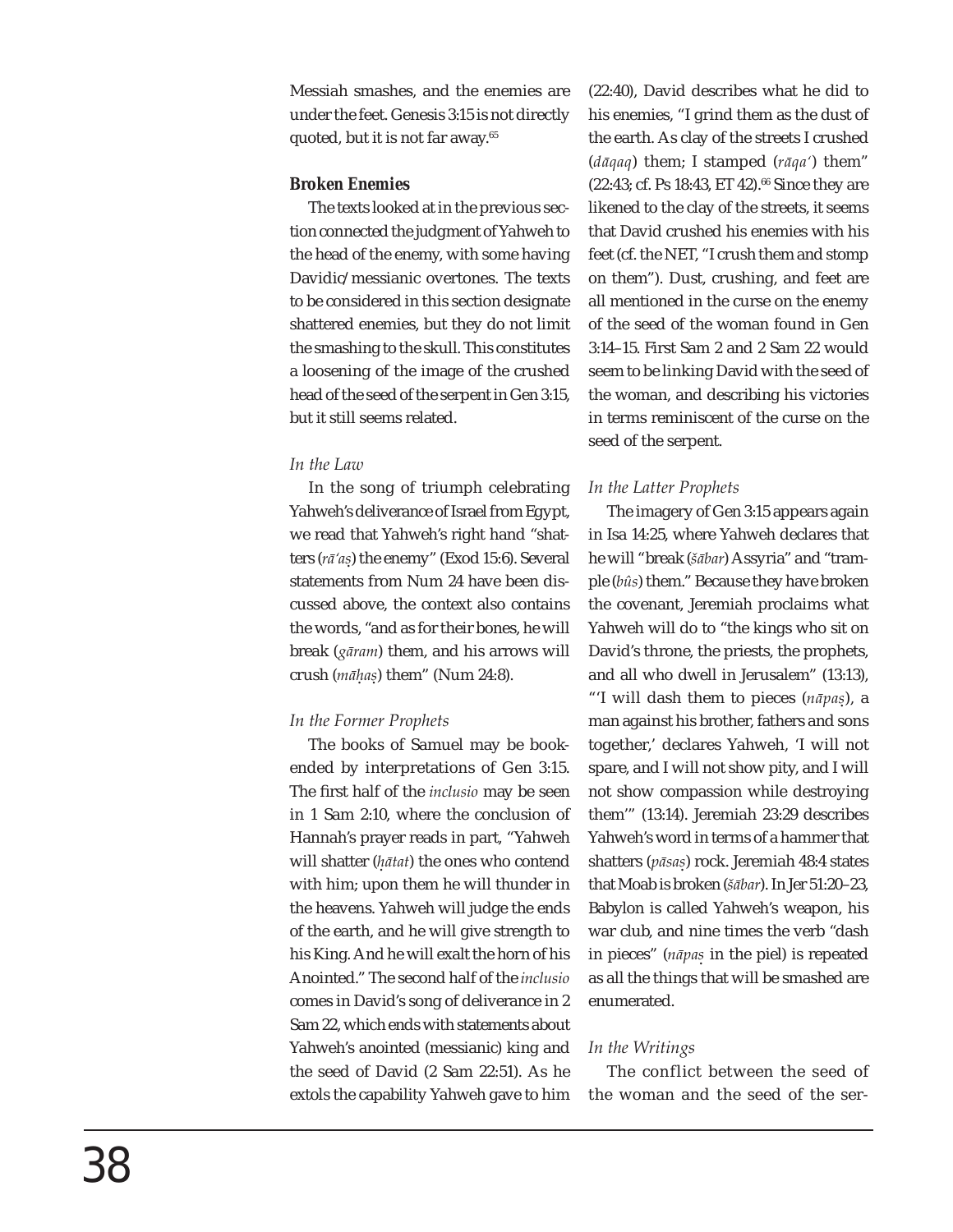Messiah smashes, and the enemies are under the feet. Genesis 3:15 is not directly quoted, but it is not far away.[65]

### Broken Enemies

The texts looked at in the previous section connected the judgment of Yahweh to the head of the enemy, with some having Davidic/messianic overtones. The texts to be considered in this section designate shattered enemies, but they do not limit the smashing to the skull. This constitutes a loosening of the image of the crushed head of the seed of the serpent in Gen 3:15, but it still seems related.

#### *In the Law*

In the song of triumph celebrating Yahweh's deliverance of Israel from Egypt, we read that Yahweh's right hand "shatters (*rā'aṣ*) the enemy" (Exod 15:6). Several statements from Num 24 have been discussed above, the context also contains the words, "and as for their bones, he will break (*gāram*) them, and his arrows will crush (*māḥaṣ*) them" (Num 24:8).

#### *In the Former Prophets*

The books of Samuel may be bookended by interpretations of Gen 3:15. The first half of the *inclusio* may be seen in 1 Sam 2:10, where the conclusion of Hannah's prayer reads in part, "Yahweh will shatter (*ḥātat*) the ones who contend with him; upon them he will thunder in the heavens. Yahweh will judge the ends of the earth, and he will give strength to his King. And he will exalt the horn of his Anointed." The second half of the *inclusio* comes in David's song of deliverance in 2 Sam 22, which ends with statements about Yahweh's anointed (messianic) king and the seed of David (2 Sam 22:51). As he extols the capability Yahweh gave to him (22:40), David describes what he did to his enemies, "I grind them as the dust of the earth. As clay of the streets I crushed (*dāqaq*) them; I stamped (*rāqa'*) them" (22:43; cf. Ps 18:43, ET 42).[66] Since they are likened to the clay of the streets, it seems that David crushed his enemies with his feet (cf. the NET, "I crush them and stomp on them"). Dust, crushing, and feet are all mentioned in the curse on the enemy of the seed of the woman found in Gen 3:14–15. First Sam 2 and 2 Sam 22 would seem to be linking David with the seed of the woman, and describing his victories in terms reminiscent of the curse on the seed of the serpent.

#### *In the Latter Prophets*

The imagery of Gen 3:15 appears again in Isa 14:25, where Yahweh declares that he will "break (*šābar*) Assyria" and "trample (*bûs*) them." Because they have broken the covenant, Jeremiah proclaims what Yahweh will do to "the kings who sit on David's throne, the priests, the prophets, and all who dwell in Jerusalem" (13:13), "'I will dash them to pieces (*nāpaṣ*), a man against his brother, fathers and sons together,' declares Yahweh, 'I will not spare, and I will not show pity, and I will not show compassion while destroying them'" (13:14). Jeremiah 23:29 describes Yahweh's word in terms of a hammer that shatters (*pāsaṣ*) rock. Jeremiah 48:4 states that Moab is broken (*šābar*). In Jer 51:20–23, Babylon is called Yahweh's weapon, his war club, and nine times the verb "dash in pieces" (*nāpaṣ* in the piel) is repeated as all the things that will be smashed are enumerated.

#### *In the Writings*

The conflict between the seed of the woman and the seed of the ser-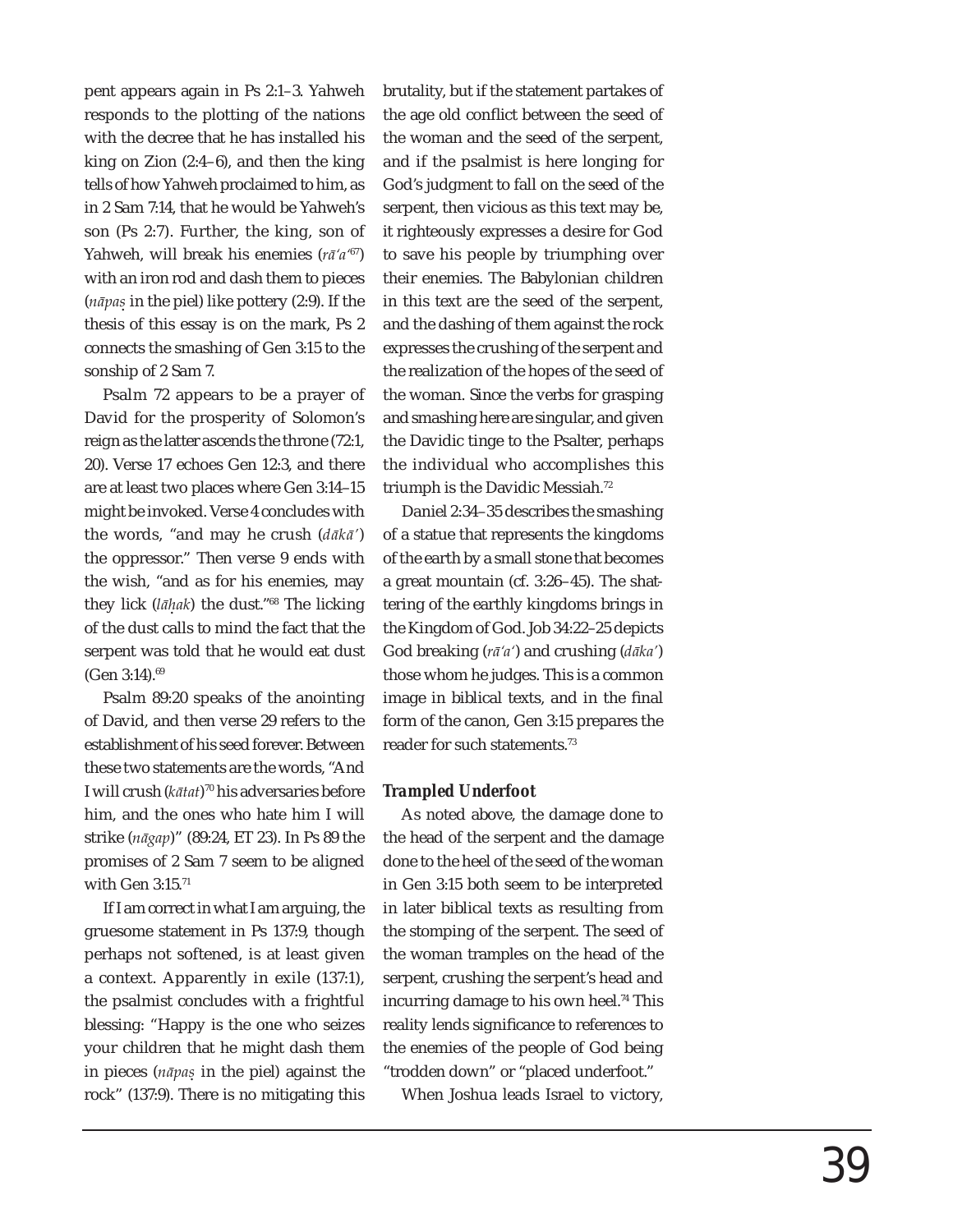pent appears again in Ps 2:1–3. Yahweh responds to the plotting of the nations with the decree that he has installed his king on Zion (2:4–6), and then the king tells of how Yahweh proclaimed to him, as in 2 Sam 7:14, that he would be Yahweh's son (Ps 2:7). Further, the king, son of Yahweh, will break his enemies (*rā'a'*[67]) with an iron rod and dash them to pieces (*nāpaṣ* in the piel) like pottery (2:9). If the thesis of this essay is on the mark, Ps 2 connects the smashing of Gen 3:15 to the sonship of 2 Sam 7.

Psalm 72 appears to be a prayer of David for the prosperity of Solomon's reign as the latter ascends the throne (72:1, 20). Verse 17 echoes Gen 12:3, and there are at least two places where Gen 3:14–15 might be invoked. Verse 4 concludes with the words, "and may he crush (*dākā'*) the oppressor." Then verse 9 ends with the wish, "and as for his enemies, may they lick (*lāḥak*) the dust."[68] The licking of the dust calls to mind the fact that the serpent was told that he would eat dust (Gen 3:14).[69]

Psalm 89:20 speaks of the anointing of David, and then verse 29 refers to the establishment of his seed forever. Between these two statements are the words, "And I will crush (*kātat*)[70] his adversaries before him, and the ones who hate him I will strike (*nāgap*)" (89:24, ET 23). In Ps 89 the promises of 2 Sam 7 seem to be aligned with Gen 3:15.[71]

If I am correct in what I am arguing, the gruesome statement in Ps 137:9, though perhaps not softened, is at least given a context. Apparently in exile (137:1), the psalmist concludes with a frightful blessing: "Happy is the one who seizes your children that he might dash them in pieces (*nāpaṣ* in the piel) against the rock" (137:9). There is no mitigating this brutality, but if the statement partakes of the age old conflict between the seed of the woman and the seed of the serpent, and if the psalmist is here longing for God's judgment to fall on the seed of the serpent, then vicious as this text may be, it righteously expresses a desire for God to save his people by triumphing over their enemies. The Babylonian children in this text are the seed of the serpent, and the dashing of them against the rock expresses the crushing of the serpent and the realization of the hopes of the seed of the woman. Since the verbs for grasping and smashing here are singular, and given the Davidic tinge to the Psalter, perhaps the individual who accomplishes this triumph is the Davidic Messiah.[72]

Daniel 2:34–35 describes the smashing of a statue that represents the kingdoms of the earth by a small stone that becomes a great mountain (cf. 3:26–45). The shattering of the earthly kingdoms brings in the Kingdom of God. Job 34:22–25 depicts God breaking (*rā'a'*) and crushing (*dāka'*) those whom he judges. This is a common image in biblical texts, and in the final form of the canon, Gen 3:15 prepares the reader for such statements.[73]

### *Trampled Underfoot*

As noted above, the damage done to the head of the serpent and the damage done to the heel of the seed of the woman in Gen 3:15 both seem to be interpreted in later biblical texts as resulting from the stomping of the serpent. The seed of the woman tramples on the head of the serpent, crushing the serpent's head and incurring damage to his own heel.[74] This reality lends significance to references to the enemies of the people of God being "trodden down" or "placed underfoot."

When Joshua leads Israel to victory,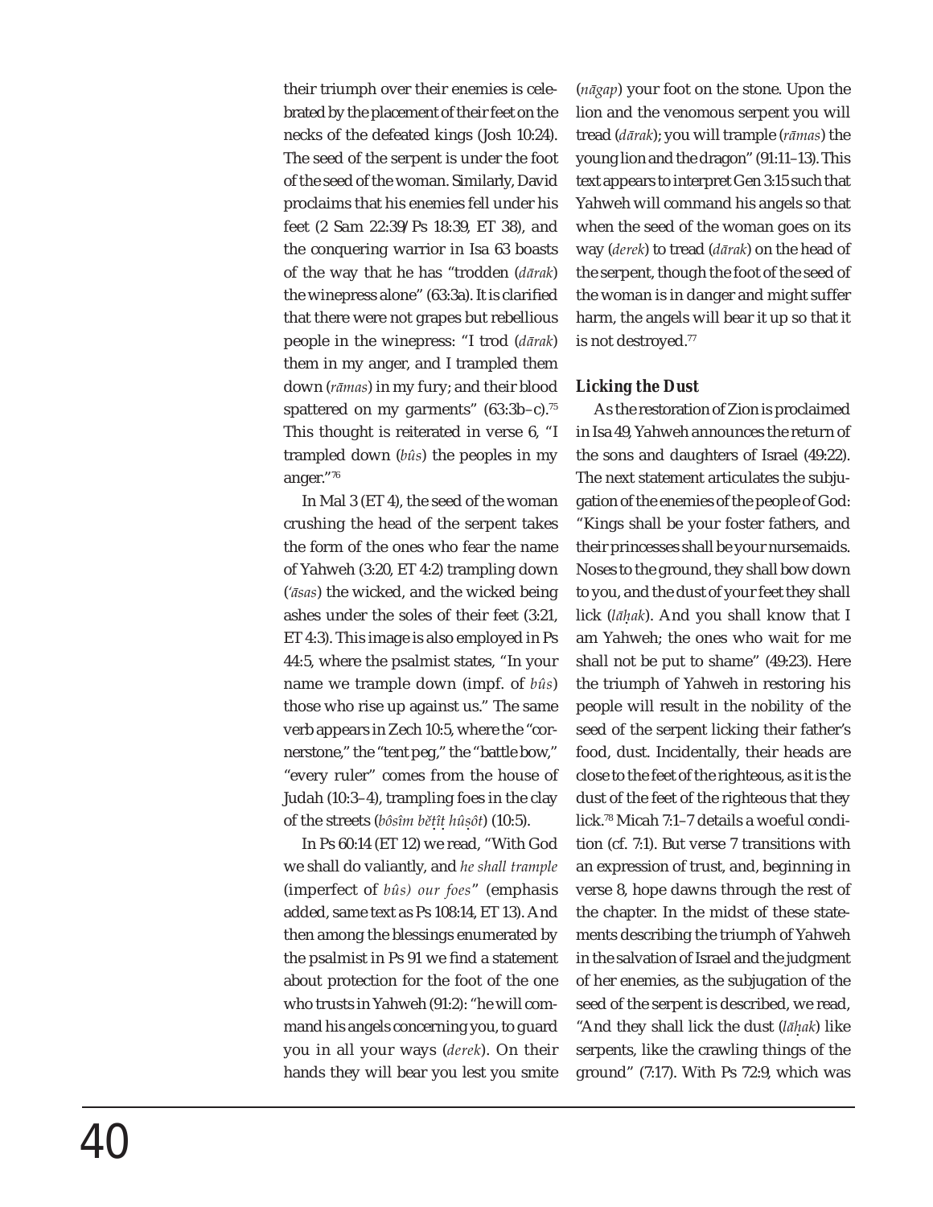their triumph over their enemies is celebrated by the placement of their feet on the necks of the defeated kings (Josh 10:24). The seed of the serpent is under the foot of the seed of the woman. Similarly, David proclaims that his enemies fell under his feet (2 Sam 22:39/Ps 18:39, ET 38), and the conquering warrior in Isa 63 boasts of the way that he has "trodden (*dārak*) the winepress alone" (63:3a). It is clarified that there were not grapes but rebellious people in the winepress: "I trod (*dārak*) them in my anger, and I trampled them down (*rāmas*) in my fury; and their blood spattered on my garments" (63:3b–c).[75] This thought is reiterated in verse 6, "I trampled down (*bûs*) the peoples in my anger."[76]

In Mal 3 (ET 4), the seed of the woman crushing the head of the serpent takes the form of the ones who fear the name of Yahweh (3:20, ET 4:2) trampling down (*ʿāsas*) the wicked, and the wicked being ashes under the soles of their feet (3:21, ET 4:3). This image is also employed in Ps 44:5, where the psalmist states, "In your name we trample down (impf. of *bûs*) those who rise up against us." The same verb appears in Zech 10:5, where the "cornerstone," the "tent peg," the "battle bow," "every ruler" comes from the house of Judah (10:3–4), trampling foes in the clay of the streets (*bôsîm bĕṭîṭ ḥûṣôt*) (10:5).

In Ps 60:14 (ET 12) we read, "With God we shall do valiantly, and *he shall trample* (imperfect of *bûs) our foes*" (emphasis added, same text as Ps 108:14, ET 13). And then among the blessings enumerated by the psalmist in Ps 91 we find a statement about protection for the foot of the one who trusts in Yahweh (91:2): "he will command his angels concerning you, to guard you in all your ways (*derek*). On their hands they will bear you lest you smite (*nāgap*) your foot on the stone. Upon the lion and the venomous serpent you will tread (*dārak*); you will trample (*rāmas*) the young lion and the dragon" (91:11–13). This text appears to interpret Gen 3:15 such that Yahweh will command his angels so that when the seed of the woman goes on its way (*derek*) to tread (*dārak*) on the head of the serpent, though the foot of the seed of the woman is in danger and might suffer harm, the angels will bear it up so that it is not destroyed.[77]

### Licking the Dust

As the restoration of Zion is proclaimed in Isa 49, Yahweh announces the return of the sons and daughters of Israel (49:22). The next statement articulates the subjugation of the enemies of the people of God: "Kings shall be your foster fathers, and their princesses shall be your nursemaids. Noses to the ground, they shall bow down to you, and the dust of your feet they shall lick (*lāḥak*). And you shall know that I am Yahweh; the ones who wait for me shall not be put to shame" (49:23). Here the triumph of Yahweh in restoring his people will result in the nobility of the seed of the serpent licking their father's food, dust. Incidentally, their heads are close to the feet of the righteous, as it is the dust of the feet of the righteous that they lick.[78] Micah 7:1–7 details a woeful condition (cf. 7:1). But verse 7 transitions with an expression of trust, and, beginning in verse 8, hope dawns through the rest of the chapter. In the midst of these statements describing the triumph of Yahweh in the salvation of Israel and the judgment of her enemies, as the subjugation of the seed of the serpent is described, we read, "And they shall lick the dust (*lāḥak*) like serpents, like the crawling things of the ground" (7:17). With Ps 72:9, which was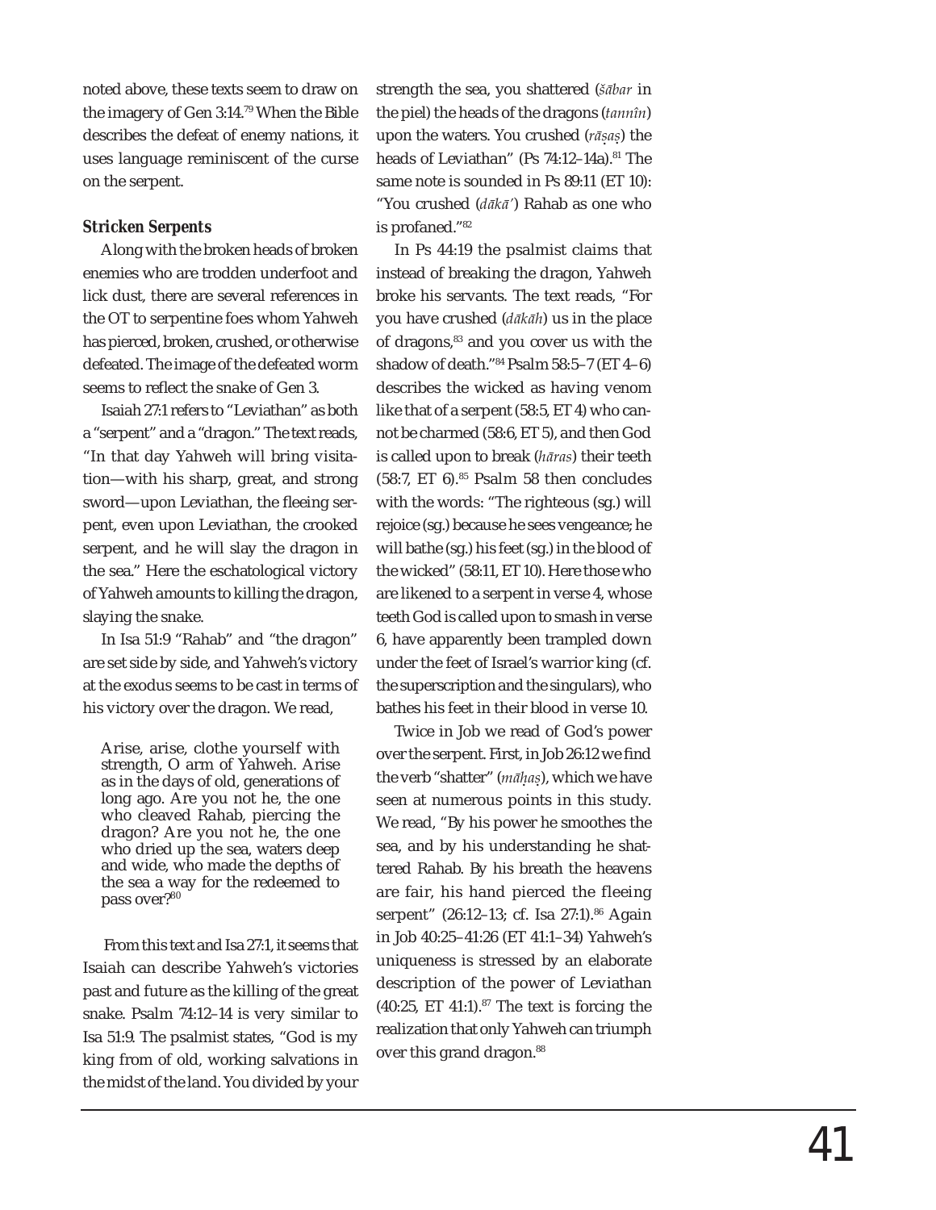noted above, these texts seem to draw on the imagery of Gen 3:14.[79] When the Bible describes the defeat of enemy nations, it uses language reminiscent of the curse on the serpent.

### Stricken Serpents

Along with the broken heads of broken enemies who are trodden underfoot and lick dust, there are several references in the OT to serpentine foes whom Yahweh has pierced, broken, crushed, or otherwise defeated. The image of the defeated worm seems to reflect the snake of Gen 3.

Isaiah 27:1 refers to "Leviathan" as both a "serpent" and a "dragon." The text reads, "In that day Yahweh will bring visitation—with his sharp, great, and strong sword—upon Leviathan, the fleeing serpent, even upon Leviathan, the crooked serpent, and he will slay the dragon in the sea." Here the eschatological victory of Yahweh amounts to killing the dragon, slaying the snake.

In Isa 51:9 "Rahab" and "the dragon" are set side by side, and Yahweh's victory at the exodus seems to be cast in terms of his victory over the dragon. We read,

> Arise, arise, clothe yourself with strength, O arm of Yahweh. Arise as in the days of old, generations of long ago. Are you not he, the one who cleaved Rahab, piercing the dragon? Are you not he, the one who dried up the sea, waters deep and wide, who made the depths of the sea a way for the redeemed to pass over?[80]

From this text and Isa 27:1, it seems that Isaiah can describe Yahweh's victories past and future as the killing of the great snake. Psalm 74:12–14 is very similar to Isa 51:9. The psalmist states, "God is my king from of old, working salvations in the midst of the land. You divided by your strength the sea, you shattered (*šābar* in the piel) the heads of the dragons (*tannîn*) upon the waters. You crushed (*rāṣaṣ*) the heads of Leviathan" (Ps 74:12–14a).[81] The same note is sounded in Ps 89:11 (ET 10): "You crushed (*dākā'*) Rahab as one who is profaned."[82]

In Ps 44:19 the psalmist claims that instead of breaking the dragon, Yahweh broke his servants. The text reads, "For you have crushed (*dākāh*) us in the place of dragons,[83] and you cover us with the shadow of death."[84] Psalm 58:5–7 (ET 4–6) describes the wicked as having venom like that of a serpent (58:5, ET 4) who cannot be charmed (58:6, ET 5), and then God is called upon to break (*hāras*) their teeth (58:7, ET 6).[85] Psalm 58 then concludes with the words: "The righteous (sg.) will rejoice (sg.) because he sees vengeance; he will bathe (sg.) his feet (sg.) in the blood of the wicked" (58:11, ET 10). Here those who are likened to a serpent in verse 4, whose teeth God is called upon to smash in verse 6, have apparently been trampled down under the feet of Israel's warrior king (cf. the superscription and the singulars), who bathes his feet in their blood in verse 10.

Twice in Job we read of God's power over the serpent. First, in Job 26:12 we find the verb "shatter" (*māḥaṣ*), which we have seen at numerous points in this study. We read, "By his power he smoothes the sea, and by his understanding he shattered Rahab. By his breath the heavens are fair, his hand pierced the fleeing serpent" (26:12–13; cf. Isa 27:1).[86] Again in Job 40:25–41:26 (ET 41:1–34) Yahweh's uniqueness is stressed by an elaborate description of the power of Leviathan (40:25, ET 41:1).[87] The text is forcing the realization that only Yahweh can triumph over this grand dragon.[88]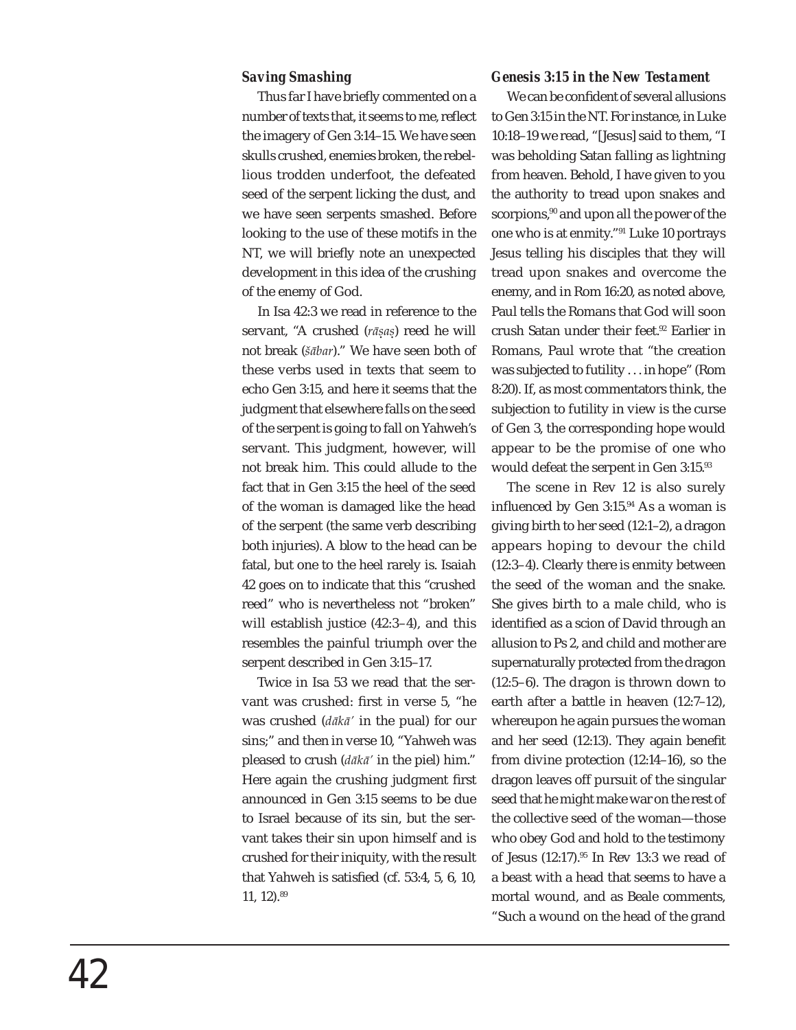### *Saving Smashing*

Thus far I have briefly commented on a number of texts that, it seems to me, reflect the imagery of Gen 3:14–15. We have seen skulls crushed, enemies broken, the rebellious trodden underfoot, the defeated seed of the serpent licking the dust, and we have seen serpents smashed. Before looking to the use of these motifs in the NT, we will briefly note an unexpected development in this idea of the crushing of the enemy of God.

In Isa 42:3 we read in reference to the servant, "A crushed (*rāṣaṣ*) reed he will not break (*šābar*)." We have seen both of these verbs used in texts that seem to echo Gen 3:15, and here it seems that the judgment that elsewhere falls on the seed of the serpent is going to fall on Yahweh's servant. This judgment, however, will not break him. This could allude to the fact that in Gen 3:15 the heel of the seed of the woman is damaged like the head of the serpent (the same verb describing both injuries). A blow to the head can be fatal, but one to the heel rarely is. Isaiah 42 goes on to indicate that this "crushed reed" who is nevertheless not "broken" will establish justice (42:3–4), and this resembles the painful triumph over the serpent described in Gen 3:15–17.

Twice in Isa 53 we read that the servant was crushed: first in verse 5, "he was crushed (*dākā'* in the pual) for our sins;" and then in verse 10, "Yahweh was pleased to crush (*dākā'* in the piel) him." Here again the crushing judgment first announced in Gen 3:15 seems to be due to Israel because of its sin, but the servant takes their sin upon himself and is crushed for their iniquity, with the result that Yahweh is satisfied (cf. 53:4, 5, 6, 10, 11, 12).[89]

### *Genesis 3:15 in the New Testament*

We can be confident of several allusions to Gen 3:15 in the NT. For instance, in Luke 10:18–19 we read, "[Jesus] said to them, "I was beholding Satan falling as lightning from heaven. Behold, I have given to you the authority to tread upon snakes and scorpions,[90] and upon all the power of the one who is at enmity."[91] Luke 10 portrays Jesus telling his disciples that they will tread upon snakes and overcome the enemy, and in Rom 16:20, as noted above, Paul tells the Romans that God will soon crush Satan under their feet.[92] Earlier in Romans, Paul wrote that "the creation was subjected to futility . . . in hope" (Rom 8:20). If, as most commentators think, the subjection to futility in view is the curse of Gen 3, the corresponding hope would appear to be the promise of one who would defeat the serpent in Gen 3:15.[93]

The scene in Rev 12 is also surely influenced by Gen 3:15.[94] As a woman is giving birth to her seed (12:1–2), a dragon appears hoping to devour the child (12:3–4). Clearly there is enmity between the seed of the woman and the snake. She gives birth to a male child, who is identified as a scion of David through an allusion to Ps 2, and child and mother are supernaturally protected from the dragon (12:5–6). The dragon is thrown down to earth after a battle in heaven (12:7–12), whereupon he again pursues the woman and her seed (12:13). They again benefit from divine protection (12:14–16), so the dragon leaves off pursuit of the singular seed that he might make war on the rest of the collective seed of the woman—those who obey God and hold to the testimony of Jesus (12:17).[95] In Rev 13:3 we read of a beast with a head that seems to have a mortal wound, and as Beale comments, "Such a wound on the head of the grand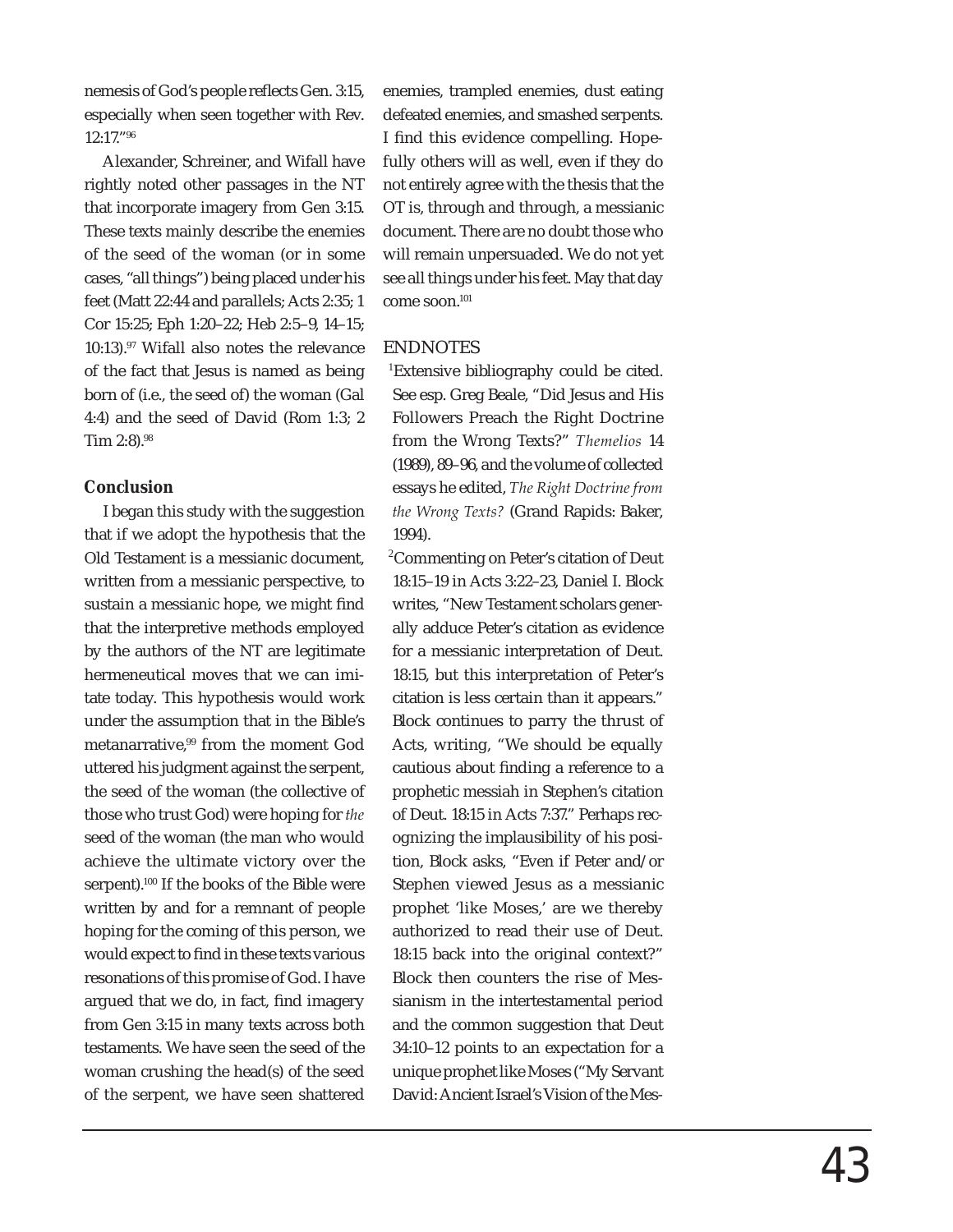nemesis of God's people reflects Gen. 3:15, especially when seen together with Rev. 12:17."[96]

Alexander, Schreiner, and Wifall have rightly noted other passages in the NT that incorporate imagery from Gen 3:15. These texts mainly describe the enemies of the seed of the woman (or in some cases, "all things") being placed under his feet (Matt 22:44 and parallels; Acts 2:35; 1 Cor 15:25; Eph 1:20–22; Heb 2:5–9, 14–15; 10:13).[97] Wifall also notes the relevance of the fact that Jesus is named as being born of (i.e., the seed of) the woman (Gal 4:4) and the seed of David (Rom 1:3; 2 Tim 2:8).[98]

### Conclusion

I began this study with the suggestion that if we adopt the hypothesis that the Old Testament is a messianic document, written from a messianic perspective, to sustain a messianic hope, we might find that the interpretive methods employed by the authors of the NT are legitimate hermeneutical moves that we can imitate today. This hypothesis would work under the assumption that in the Bible's metanarrative,[99] from the moment God uttered his judgment against the serpent, the seed of the woman (the collective of those who trust God) were hoping for *the* seed of the woman (the man who would achieve the ultimate victory over the serpent).[100] If the books of the Bible were written by and for a remnant of people hoping for the coming of this person, we would expect to find in these texts various resonations of this promise of God. I have argued that we do, in fact, find imagery from Gen 3:15 in many texts across both testaments. We have seen the seed of the woman crushing the head(s) of the seed of the serpent, we have seen shattered enemies, trampled enemies, dust eating defeated enemies, and smashed serpents. I find this evidence compelling. Hopefully others will as well, even if they do not entirely agree with the thesis that the OT is, through and through, a messianic document. There are no doubt those who will remain unpersuaded. We do not yet see all things under his feet. May that day come soon.[101]

## ENDNOTES

[1]Extensive bibliography could be cited. See esp. Greg Beale, "Did Jesus and His Followers Preach the Right Doctrine from the Wrong Texts?" *Themelios* 14 (1989), 89–96, and the volume of collected essays he edited, *The Right Doctrine from the Wrong Texts?* (Grand Rapids: Baker, 1994).

[2]Commenting on Peter's citation of Deut 18:15–19 in Acts 3:22–23, Daniel I. Block writes, "New Testament scholars generally adduce Peter's citation as evidence for a messianic interpretation of Deut. 18:15, but this interpretation of Peter's citation is less certain than it appears." Block continues to parry the thrust of Acts, writing, "We should be equally cautious about finding a reference to a prophetic messiah in Stephen's citation of Deut. 18:15 in Acts 7:37." Perhaps recognizing the implausibility of his position, Block asks, "Even if Peter and/or Stephen viewed Jesus as a messianic prophet 'like Moses,' are we thereby authorized to read their use of Deut. 18:15 back into the original context?" Block then counters the rise of Messianism in the intertestamental period and the common suggestion that Deut 34:10–12 points to an expectation for a unique prophet like Moses ("My Servant David: Ancient Israel's Vision of the Mes-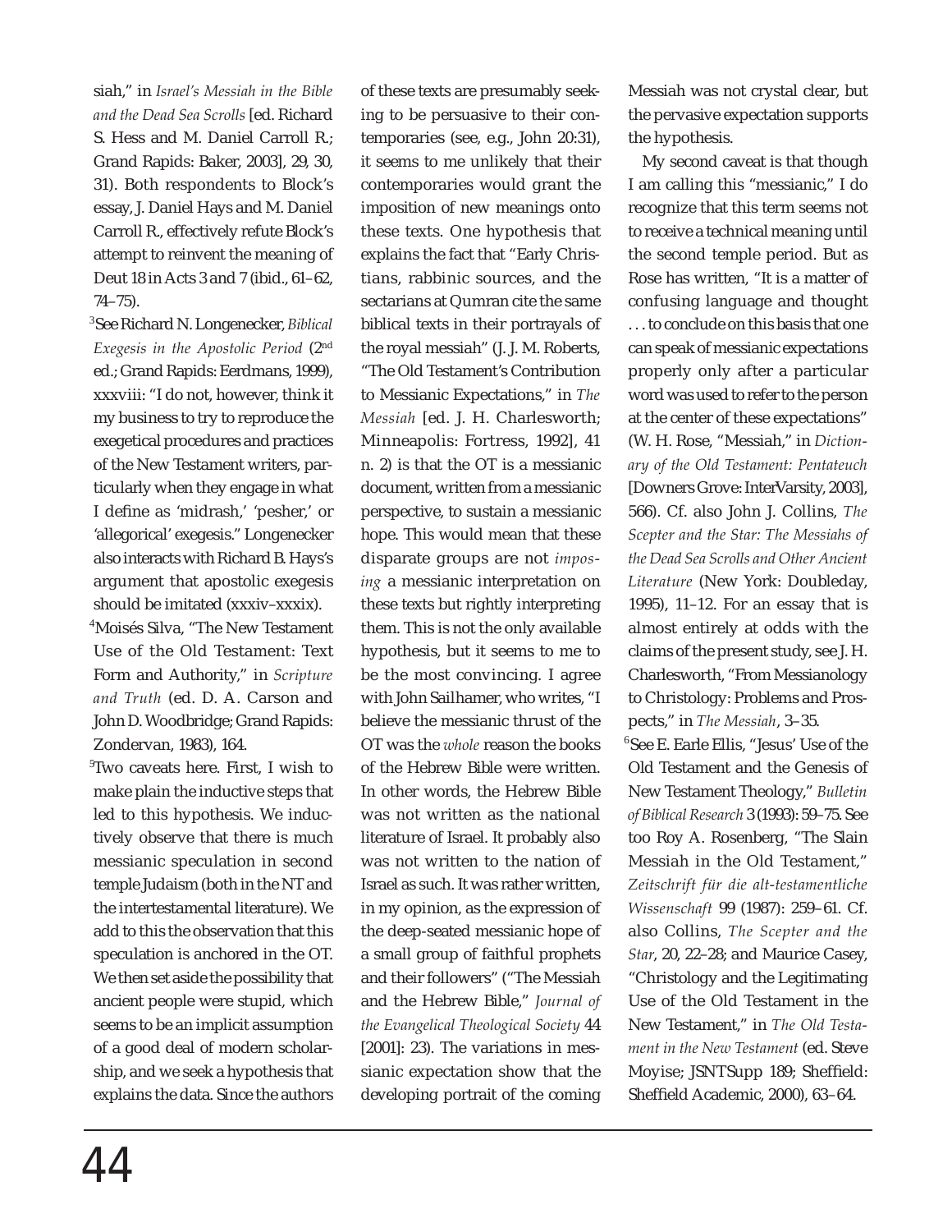siah," in *Israel's Messiah in the Bible and the Dead Sea Scrolls* [ed. Richard S. Hess and M. Daniel Carroll R.; Grand Rapids: Baker, 2003], 29, 30, 31). Both respondents to Block's essay, J. Daniel Hays and M. Daniel Carroll R., effectively refute Block's attempt to reinvent the meaning of Deut 18 in Acts 3 and 7 (ibid., 61–62, 74–75).

[3]See Richard N. Longenecker, *Biblical Exegesis in the Apostolic Period* (2nd ed.; Grand Rapids: Eerdmans, 1999), xxxviii: "I do not, however, think it my business to try to reproduce the exegetical procedures and practices of the New Testament writers, particularly when they engage in what I define as 'midrash,' 'pesher,' or 'allegorical' exegesis." Longenecker also interacts with Richard B. Hays's argument that apostolic exegesis should be imitated (xxxiv–xxxix).

[4]Moisés Silva, "The New Testament Use of the Old Testament: Text Form and Authority," in *Scripture and Truth* (ed. D. A. Carson and John D. Woodbridge; Grand Rapids: Zondervan, 1983), 164.

[5]Two caveats here. First, I wish to make plain the inductive steps that led to this hypothesis. We inductively observe that there is much messianic speculation in second temple Judaism (both in the NT and the intertestamental literature). We add to this the observation that this speculation is anchored in the OT. We then set aside the possibility that ancient people were stupid, which seems to be an implicit assumption of a good deal of modern scholarship, and we seek a hypothesis that explains the data. Since the authors of these texts are presumably seeking to be persuasive to their contemporaries (see, e.g., John 20:31), it seems to me unlikely that their contemporaries would grant the imposition of new meanings onto these texts. One hypothesis that explains the fact that "Early Christians, rabbinic sources, and the sectarians at Qumran cite the same biblical texts in their portrayals of the royal messiah" (J. J. M. Roberts, "The Old Testament's Contribution to Messianic Expectations," in *The Messiah* [ed. J. H. Charlesworth; Minneapolis: Fortress, 1992], 41 n. 2) is that the OT is a messianic document, written from a messianic perspective, to sustain a messianic hope. This would mean that these disparate groups are not *imposing* a messianic interpretation on these texts but rightly interpreting them. This is not the only available hypothesis, but it seems to me to be the most convincing. I agree with John Sailhamer, who writes, "I believe the messianic thrust of the OT was the *whole* reason the books of the Hebrew Bible were written. In other words, the Hebrew Bible was not written as the national literature of Israel. It probably also was not written to the nation of Israel as such. It was rather written, in my opinion, as the expression of the deep-seated messianic hope of a small group of faithful prophets and their followers" ("The Messiah and the Hebrew Bible," *Journal of the Evangelical Theological Society* 44 [2001]: 23). The variations in messianic expectation show that the developing portrait of the coming Messiah was not crystal clear, but the pervasive expectation supports the hypothesis.

My second caveat is that though I am calling this "messianic," I do recognize that this term seems not to receive a technical meaning until the second temple period. But as Rose has written, "It is a matter of confusing language and thought . . . to conclude on this basis that one can speak of messianic expectations properly only after a particular word was used to refer to the person at the center of these expectations" (W. H. Rose, "Messiah," in *Dictionary of the Old Testament: Pentateuch* [Downers Grove: InterVarsity, 2003], 566). Cf. also John J. Collins, *The Scepter and the Star: The Messiahs of the Dead Sea Scrolls and Other Ancient Literature* (New York: Doubleday, 1995), 11–12. For an essay that is almost entirely at odds with the claims of the present study, see J. H. Charlesworth, "From Messianology to Christology: Problems and Prospects," in *The Messiah*, 3–35.

[6]See E. Earle Ellis, "Jesus' Use of the Old Testament and the Genesis of New Testament Theology," *Bulletin of Biblical Research* 3 (1993): 59–75. See too Roy A. Rosenberg, "The Slain Messiah in the Old Testament," *Zeitschrift für die alt-testamentliche Wissenschaft* 99 (1987): 259–61. Cf. also Collins, *The Scepter and the Star*, 20, 22–28; and Maurice Casey, "Christology and the Legitimating Use of the Old Testament in the New Testament," in *The Old Testament in the New Testament* (ed. Steve Moyise; JSNTSupp 189; Sheffield: Sheffield Academic, 2000), 63–64.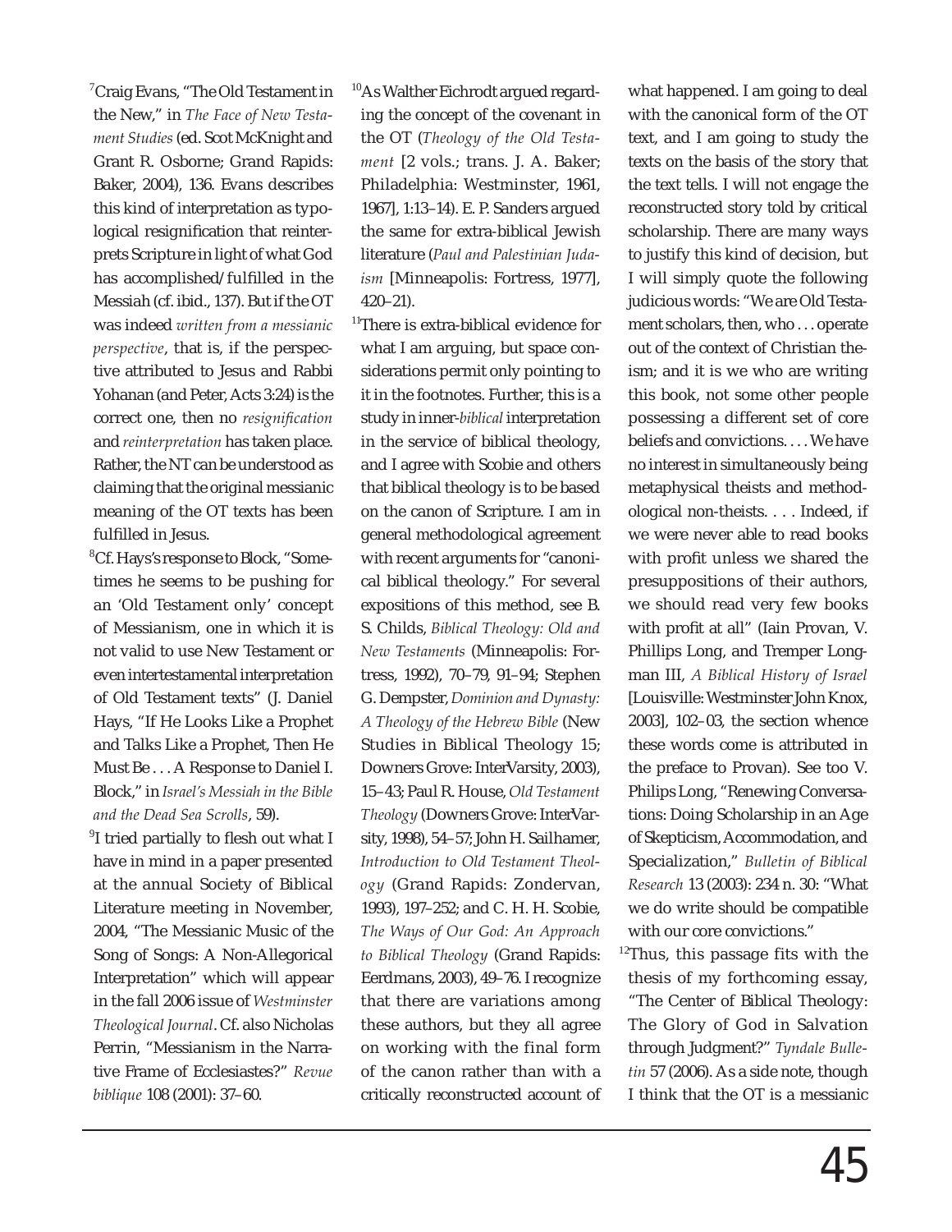[7]Craig Evans, "The Old Testament in the New," in *The Face of New Testament Studies* (ed. Scot McKnight and Grant R. Osborne; Grand Rapids: Baker, 2004), 136. Evans describes this kind of interpretation as typological resignification that reinterprets Scripture in light of what God has accomplished/fulfilled in the Messiah (cf. ibid., 137). But if the OT was indeed *written from a messianic perspective*, that is, if the perspective attributed to Jesus and Rabbi Yohanan (and Peter, Acts 3:24) is the correct one, then no *resignification* and *reinterpretation* has taken place. Rather, the NT can be understood as claiming that the original messianic meaning of the OT texts has been fulfilled in Jesus.

[8]Cf. Hays's response to Block, "Sometimes he seems to be pushing for an 'Old Testament only' concept of Messianism, one in which it is not valid to use New Testament or even intertestamental interpretation of Old Testament texts" (J. Daniel Hays, "If He Looks Like a Prophet and Talks Like a Prophet, Then He Must Be . . . A Response to Daniel I. Block," in *Israel's Messiah in the Bible and the Dead Sea Scrolls*, 59).

[9]I tried partially to flesh out what I have in mind in a paper presented at the annual Society of Biblical Literature meeting in November, 2004, "The Messianic Music of the Song of Songs: A Non-Allegorical Interpretation" which will appear in the fall 2006 issue of *Westminster Theological Journal*. Cf. also Nicholas Perrin, "Messianism in the Narrative Frame of Ecclesiastes?" *Revue biblique* 108 (2001): 37–60.

[10]As Walther Eichrodt argued regarding the concept of the covenant in the OT (*Theology of the Old Testament* [2 vols.; trans. J. A. Baker; Philadelphia: Westminster, 1961, 1967], 1:13–14). E. P. Sanders argued the same for extra-biblical Jewish literature (*Paul and Palestinian Judaism* [Minneapolis: Fortress, 1977], 420–21).

[11]There is extra-biblical evidence for what I am arguing, but space considerations permit only pointing to it in the footnotes. Further, this is a study in inner-*biblical* interpretation in the service of biblical theology, and I agree with Scobie and others that biblical theology is to be based on the canon of Scripture. I am in general methodological agreement with recent arguments for "canonical biblical theology." For several expositions of this method, see B. S. Childs, *Biblical Theology: Old and New Testaments* (Minneapolis: Fortress, 1992), 70–79, 91–94; Stephen G. Dempster, *Dominion and Dynasty: A Theology of the Hebrew Bible* (New Studies in Biblical Theology 15; Downers Grove: InterVarsity, 2003), 15–43; Paul R. House, *Old Testament Theology* (Downers Grove: InterVarsity, 1998), 54–57; John H. Sailhamer, *Introduction to Old Testament Theology* (Grand Rapids: Zondervan, 1993), 197–252; and C. H. H. Scobie, *The Ways of Our God: An Approach to Biblical Theology* (Grand Rapids: Eerdmans, 2003), 49–76. I recognize that there are variations among these authors, but they all agree on working with the final form of the canon rather than with a critically reconstructed account of what happened. I am going to deal with the canonical form of the OT text, and I am going to study the texts on the basis of the story that the text tells. I will not engage the reconstructed story told by critical scholarship. There are many ways to justify this kind of decision, but I will simply quote the following judicious words: "We are Old Testament scholars, then, who . . . operate out of the context of Christian theism; and it is we who are writing this book, not some other people possessing a different set of core beliefs and convictions. . . . We have no interest in simultaneously being metaphysical theists and methodological non-theists. . . . Indeed, if we were never able to read books with profit unless we shared the presuppositions of their authors, we should read very few books with profit at all" (Iain Provan, V. Phillips Long, and Tremper Longman III, *A Biblical History of Israel* [Louisville: Westminster John Knox, 2003], 102–03, the section whence these words come is attributed in the preface to Provan). See too V. Philips Long, "Renewing Conversations: Doing Scholarship in an Age of Skepticism, Accommodation, and Specialization," *Bulletin of Biblical Research* 13 (2003): 234 n. 30: "What we do write should be compatible with our core convictions."

[12]Thus, this passage fits with the thesis of my forthcoming essay, "The Center of Biblical Theology: The Glory of God in Salvation through Judgment?" *Tyndale Bulletin* 57 (2006). As a side note, though I think that the OT is a messianic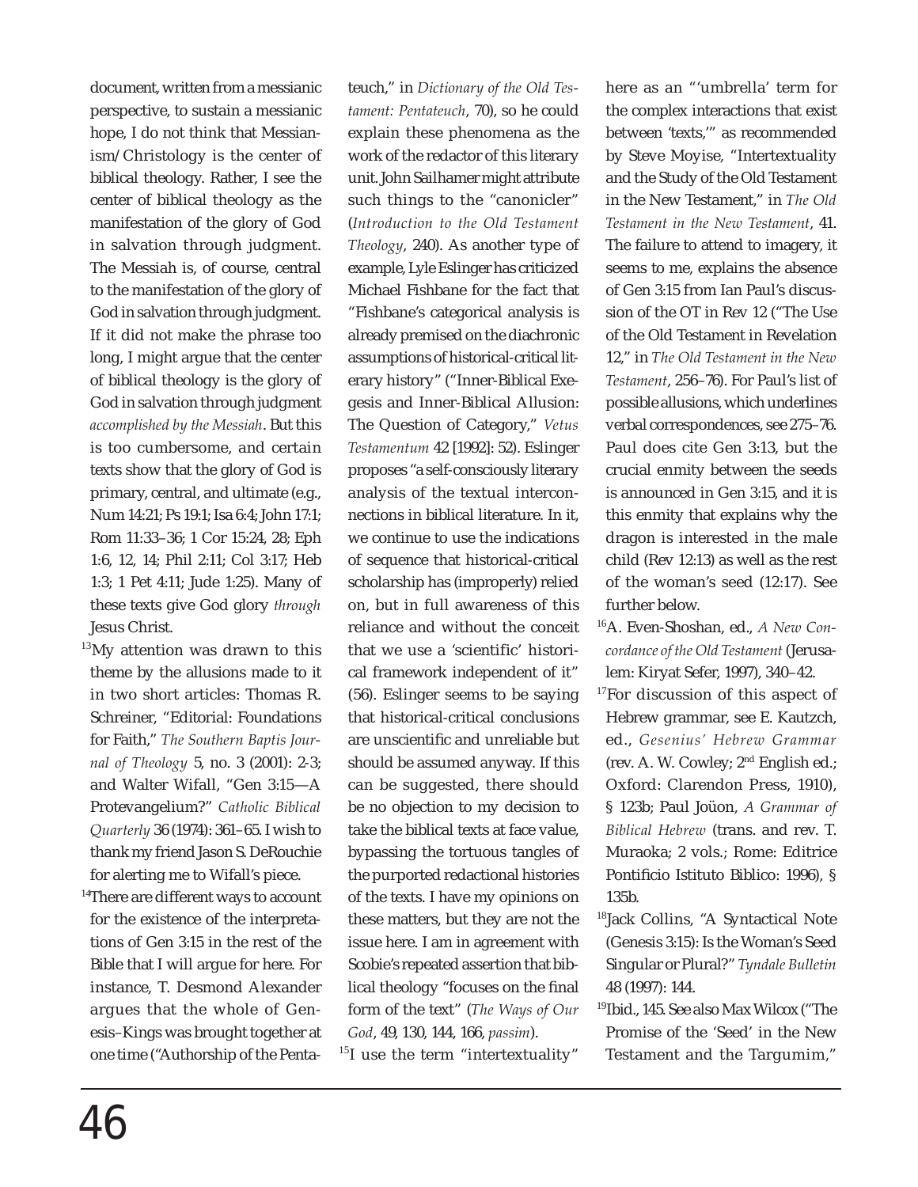document, written from a messianic perspective, to sustain a messianic hope, I do not think that Messianism/Christology is the center of biblical theology. Rather, I see the center of biblical theology as the manifestation of the glory of God in salvation through judgment. The Messiah is, of course, central to the manifestation of the glory of God in salvation through judgment. If it did not make the phrase too long, I might argue that the center of biblical theology is the glory of God in salvation through judgment *accomplished by the Messiah*. But this is too cumbersome, and certain texts show that the glory of God is primary, central, and ultimate (e.g., Num 14:21; Ps 19:1; Isa 6:4; John 17:1; Rom 11:33–36; 1 Cor 15:24, 28; Eph 1:6, 12, 14; Phil 2:11; Col 3:17; Heb 1:3; 1 Pet 4:11; Jude 1:25). Many of these texts give God glory *through* Jesus Christ.

[13] My attention was drawn to this theme by the allusions made to it in two short articles: Thomas R. Schreiner, "Editorial: Foundations for Faith," *The Southern Baptis Journal of Theology* 5, no. 3 (2001): 2-3; and Walter Wifall, "Gen 3:15—A Protevangelium?" *Catholic Biblical Quarterly* 36 (1974): 361–65. I wish to thank my friend Jason S. DeRouchie for alerting me to Wifall's piece.

[14] There are different ways to account for the existence of the interpretations of Gen 3:15 in the rest of the Bible that I will argue for here. For instance, T. Desmond Alexander argues that the whole of Genesis–Kings was brought together at one time ("Authorship of the Pentateuch," in *Dictionary of the Old Testament: Pentateuch*, 70), so he could explain these phenomena as the work of the redactor of this literary unit. John Sailhamer might attribute such things to the "canonicler" (*Introduction to the Old Testament Theology*, 240). As another type of example, Lyle Eslinger has criticized Michael Fishbane for the fact that "Fishbane's categorical analysis is already premised on the diachronic assumptions of historical-critical literary history" ("Inner-Biblical Exegesis and Inner-Biblical Allusion: The Question of Category," *Vetus Testamentum* 42 [1992]: 52). Eslinger proposes "a self-consciously literary analysis of the textual interconnections in biblical literature. In it, we continue to use the indications of sequence that historical-critical scholarship has (improperly) relied on, but in full awareness of this reliance and without the conceit that we use a 'scientific' historical framework independent of it" (56). Eslinger seems to be saying that historical-critical conclusions are unscientific and unreliable but should be assumed anyway. If this can be suggested, there should be no objection to my decision to take the biblical texts at face value, bypassing the tortuous tangles of the purported redactional histories of the texts. I have my opinions on these matters, but they are not the issue here. I am in agreement with Scobie's repeated assertion that biblical theology "focuses on the final form of the text" (*The Ways of Our God*, 49, 130, 144, 166, *passim*).

[15] I use the term "intertextuality" here as an "'umbrella' term for the complex interactions that exist between 'texts,'" as recommended by Steve Moyise, "Intertextuality and the Study of the Old Testament in the New Testament," in *The Old Testament in the New Testament*, 41. The failure to attend to imagery, it seems to me, explains the absence of Gen 3:15 from Ian Paul's discussion of the OT in Rev 12 ("The Use of the Old Testament in Revelation 12," in *The Old Testament in the New Testament*, 256–76). For Paul's list of possible allusions, which underlines verbal correspondences, see 275–76. Paul does cite Gen 3:13, but the crucial enmity between the seeds is announced in Gen 3:15, and it is this enmity that explains why the dragon is interested in the male child (Rev 12:13) as well as the rest of the woman's seed (12:17). See further below.

[16] A. Even-Shoshan, ed., *A New Concordance of the Old Testament* (Jerusalem: Kiryat Sefer, 1997), 340–42.

[17] For discussion of this aspect of Hebrew grammar, see E. Kautzch, ed., *Gesenius' Hebrew Grammar* (rev. A. W. Cowley; 2nd English ed.; Oxford: Clarendon Press, 1910), § 123b; Paul Joüon, *A Grammar of Biblical Hebrew* (trans. and rev. T. Muraoka; 2 vols.; Rome: Editrice Pontificio Istituto Biblico: 1996), § 135b.

[18] Jack Collins, "A Syntactical Note (Genesis 3:15): Is the Woman's Seed Singular or Plural?" *Tyndale Bulletin* 48 (1997): 144.

[19] Ibid., 145. See also Max Wilcox ("The Promise of the 'Seed' in the New Testament and the Targumim,"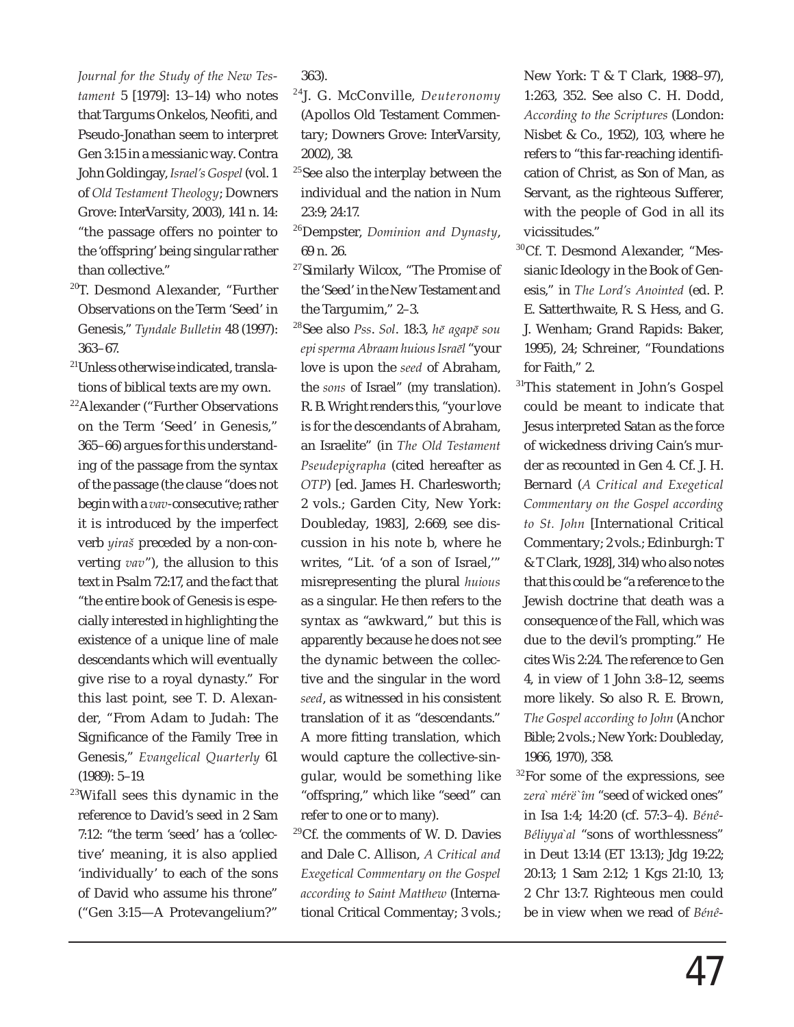*Journal for the Study of the New Testament* 5 [1979]: 13–14) who notes that Targums Onkelos, Neofiti, and Pseudo-Jonathan seem to interpret Gen 3:15 in a messianic way. Contra John Goldingay, *Israel's Gospel* (vol. 1 of *Old Testament Theology*; Downers Grove: InterVarsity, 2003), 141 n. 14: "the passage offers no pointer to the 'offspring' being singular rather than collective."

[20]T. Desmond Alexander, "Further Observations on the Term 'Seed' in Genesis," *Tyndale Bulletin* 48 (1997): 363–67.

[21]Unless otherwise indicated, translations of biblical texts are my own.

[22]Alexander ("Further Observations on the Term 'Seed' in Genesis," 365–66) argues for this understanding of the passage from the syntax of the passage (the clause "does not begin with a *vav*-consecutive; rather it is introduced by the imperfect verb *yiraš* preceded by a non-converting *vav*"), the allusion to this text in Psalm 72:17, and the fact that "the entire book of Genesis is especially interested in highlighting the existence of a unique line of male descendants which will eventually give rise to a royal dynasty." For this last point, see T. D. Alexander, "From Adam to Judah: The Significance of the Family Tree in Genesis," *Evangelical Quarterly* 61 (1989): 5–19.

[23]Wifall sees this dynamic in the reference to David's seed in 2 Sam 7:12: "the term 'seed' has a 'collective' meaning, it is also applied 'individually' to each of the sons of David who assume his throne" ("Gen 3:15—A Protevangelium?" 363).

[24]J. G. McConville, *Deuteronomy* (Apollos Old Testament Commentary; Downers Grove: InterVarsity, 2002), 38.

[25]See also the interplay between the individual and the nation in Num 23:9; 24:17.

[26]Dempster, *Dominion and Dynasty*, 69 n. 26.

[27]Similarly Wilcox, "The Promise of the 'Seed' in the New Testament and the Targumim," 2–3.

[28]See also *Pss. Sol*. 18:3, *hē agapē sou epi sperma Abraam huious Israēl* "your love is upon the *seed* of Abraham, the *sons* of Israel" (my translation). R. B. Wright renders this, "your love is for the descendants of Abraham, an Israelite" (in *The Old Testament Pseudepigrapha* (cited hereafter as *OTP*) [ed. James H. Charlesworth; 2 vols.; Garden City, New York: Doubleday, 1983], 2:669, see discussion in his note b, where he writes, "Lit. 'of a son of Israel,'" misrepresenting the plural *huious* as a singular. He then refers to the syntax as "awkward," but this is apparently because he does not see the dynamic between the collective and the singular in the word *seed*, as witnessed in his consistent translation of it as "descendants." A more fitting translation, which would capture the collective-singular, would be something like "offspring," which like "seed" can refer to one or to many).

[29]Cf. the comments of W. D. Davies and Dale C. Allison, *A Critical and Exegetical Commentary on the Gospel according to Saint Matthew* (International Critical Commentay; 3 vols.; New York: T & T Clark, 1988–97), 1:263, 352. See also C. H. Dodd, *According to the Scriptures* (London: Nisbet & Co., 1952), 103, where he refers to "this far-reaching identification of Christ, as Son of Man, as Servant, as the righteous Sufferer, with the people of God in all its vicissitudes."

[30]Cf. T. Desmond Alexander, "Messianic Ideology in the Book of Genesis," in *The Lord's Anointed* (ed. P. E. Satterthwaite, R. S. Hess, and G. J. Wenham; Grand Rapids: Baker, 1995), 24; Schreiner, "Foundations for Faith," 2.

[31]This statement in John's Gospel could be meant to indicate that Jesus interpreted Satan as the force of wickedness driving Cain's murder as recounted in Gen 4. Cf. J. H. Bernard (*A Critical and Exegetical Commentary on the Gospel according to St. John* [International Critical Commentary; 2 vols.; Edinburgh: T & T Clark, 1928], 314) who also notes that this could be "a reference to the Jewish doctrine that death was a consequence of the Fall, which was due to the devil's prompting." He cites Wis 2:24. The reference to Gen 4, in view of 1 John 3:8–12, seems more likely. So also R. E. Brown, *The Gospel according to John* (Anchor Bible; 2 vols.; New York: Doubleday, 1966, 1970), 358.

[32]For some of the expressions, see *zera` mérë`îm* "seed of wicked ones" in Isa 1:4; 14:20 (cf. 57:3–4). *Bénê-Béliyya`al* "sons of worthlessness" in Deut 13:14 (ET 13:13); Jdg 19:22; 20:13; 1 Sam 2:12; 1 Kgs 21:10, 13; 2 Chr 13:7. Righteous men could be in view when we read of *Bénê-*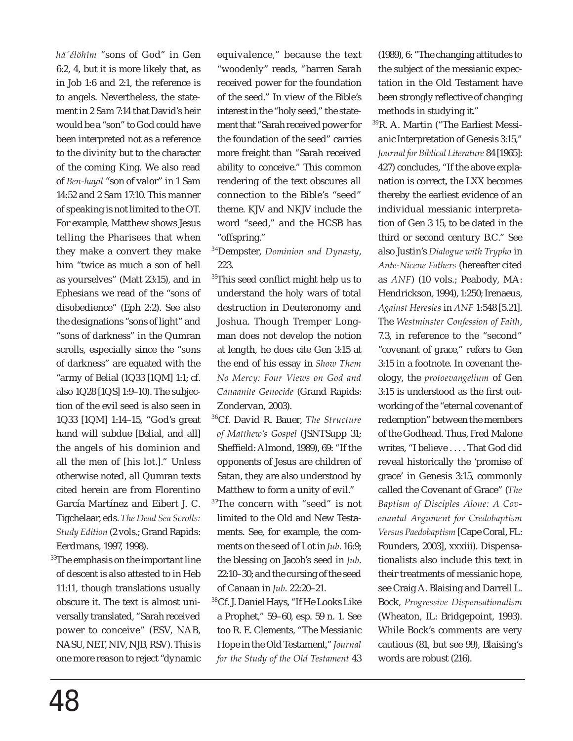*hä´ĕlōhîm* "sons of God" in Gen 6:2, 4, but it is more likely that, as in Job 1:6 and 2:1, the reference is to angels. Nevertheless, the statement in 2 Sam 7:14 that David's heir would be a "son" to God could have been interpreted not as a reference to the divinity but to the character of the coming King. We also read of *Ben-hayil* "son of valor" in 1 Sam 14:52 and 2 Sam 17:10. This manner of speaking is not limited to the OT. For example, Matthew shows Jesus telling the Pharisees that when they make a convert they make him "twice as much a son of hell as yourselves" (Matt 23:15), and in Ephesians we read of the "sons of disobedience" (Eph 2:2). See also the designations "sons of light" and "sons of darkness" in the Qumran scrolls, especially since the "sons of darkness" are equated with the "army of Belial (1Q33 [1QM] 1:1; cf. also 1Q28 [1QS] 1:9–10). The subjection of the evil seed is also seen in 1Q33 [1QM] 1:14–15, "God's great hand will subdue [Belial, and all] the angels of his dominion and all the men of [his lot.]." Unless otherwise noted, all Qumran texts cited herein are from Florentino García Martínez and Eibert J. C. Tigchelaar, eds. *The Dead Sea Scrolls: Study Edition* (2 vols.; Grand Rapids: Eerdmans, 1997, 1998).

[33]The emphasis on the important line of descent is also attested to in Heb 11:11, though translations usually obscure it. The text is almost universally translated, "Sarah received power to conceive" (ESV, NAB, NASU, NET, NIV, NJB, RSV). This is one more reason to reject "dynamic equivalence," because the text "woodenly" reads, "barren Sarah received power for the foundation of the seed." In view of the Bible's interest in the "holy seed," the statement that "Sarah received power for the foundation of the seed" carries more freight than "Sarah received ability to conceive." This common rendering of the text obscures all connection to the Bible's "seed" theme. KJV and NKJV include the word "seed," and the HCSB has "offspring."

[34]Dempster, *Dominion and Dynasty*, 223.

[35]This seed conflict might help us to understand the holy wars of total destruction in Deuteronomy and Joshua. Though Tremper Longman does not develop the notion at length, he does cite Gen 3:15 at the end of his essay in *Show Them No Mercy: Four Views on God and Canaanite Genocide* (Grand Rapids: Zondervan, 2003).

[36]Cf. David R. Bauer, *The Structure of Matthew's Gospel* (JSNTSupp 31; Sheffield: Almond, 1989), 69: "If the opponents of Jesus are children of Satan, they are also understood by Matthew to form a unity of evil."

[37]The concern with "seed" is not limited to the Old and New Testaments. See, for example, the comments on the seed of Lot in *Jub*. 16:9; the blessing on Jacob's seed in *Jub*. 22:10–30; and the cursing of the seed of Canaan in *Jub*. 22:20–21.

[38]Cf. J. Daniel Hays, "If He Looks Like a Prophet," 59–60, esp. 59 n. 1. See too R. E. Clements, "The Messianic Hope in the Old Testament," *Journal for the Study of the Old Testament* 43 (1989), 6: "The changing attitudes to the subject of the messianic expectation in the Old Testament have been strongly reflective of changing methods in studying it."

[39]R. A. Martin ("The Earliest Messianic Interpretation of Genesis 3:15," *Journal for Biblical Literature* 84 [1965]: 427) concludes, "If the above explanation is correct, the LXX becomes thereby the earliest evidence of an individual messianic interpretation of Gen 3 15, to be dated in the third or second century B.C." See also Justin's *Dialogue with Trypho* in *Ante-Nicene Fathers* (hereafter cited as *ANF*) (10 vols.; Peabody, MA: Hendrickson, 1994), 1:250; Irenaeus, *Against Heresies* in *ANF* 1:548 [5.21]. The *Westminster Confession of Faith*, 7.3, in reference to the "second" "covenant of grace," refers to Gen 3:15 in a footnote. In covenant theology, the *protoevangelium* of Gen 3:15 is understood as the first outworking of the "eternal covenant of redemption" between the members of the Godhead. Thus, Fred Malone writes, "I believe . . . . That God did reveal historically the 'promise of grace' in Genesis 3:15, commonly called the Covenant of Grace" (*The Baptism of Disciples Alone: A Covenantal Argument for Credobaptism Versus Paedobaptism* [Cape Coral, FL: Founders, 2003], xxxiii). Dispensationalists also include this text in their treatments of messianic hope, see Craig A. Blaising and Darrell L. Bock, *Progressive Dispensationalism* (Wheaton, IL: Bridgepoint, 1993). While Bock's comments are very cautious (81, but see 99), Blaising's words are robust (216).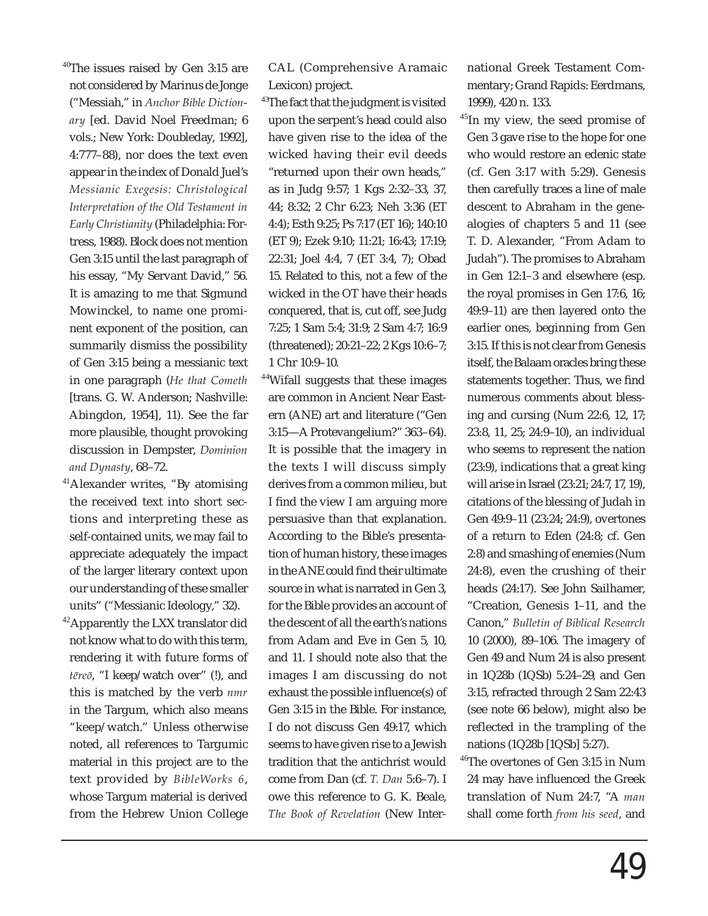[40]The issues raised by Gen 3:15 are not considered by Marinus de Jonge ("Messiah," in *Anchor Bible Dictionary* [ed. David Noel Freedman; 6 vols.; New York: Doubleday, 1992], 4:777–88), nor does the text even appear in the index of Donald Juel's *Messianic Exegesis: Christological Interpretation of the Old Testament in Early Christianity* (Philadelphia: Fortress, 1988). Block does not mention Gen 3:15 until the last paragraph of his essay, "My Servant David," 56. It is amazing to me that Sigmund Mowinckel, to name one prominent exponent of the position, can summarily dismiss the possibility of Gen 3:15 being a messianic text in one paragraph (*He that Cometh* [trans. G. W. Anderson; Nashville: Abingdon, 1954], 11). See the far more plausible, thought provoking discussion in Dempster, *Dominion and Dynasty*, 68–72.

[41]Alexander writes, "By atomising the received text into short sections and interpreting these as self-contained units, we may fail to appreciate adequately the impact of the larger literary context upon our understanding of these smaller units" ("Messianic Ideology," 32).

[42]Apparently the LXX translator did not know what to do with this term, rendering it with future forms of *tēreō*, "I keep/watch over" (!), and this is matched by the verb *nmr* in the Targum, which also means "keep/watch." Unless otherwise noted, all references to Targumic material in this project are to the text provided by *BibleWorks 6*, whose Targum material is derived from the Hebrew Union College CAL (Comprehensive Aramaic Lexicon) project.

[43]The fact that the judgment is visited upon the serpent's head could also have given rise to the idea of the wicked having their evil deeds "returned upon their own heads," as in Judg 9:57; 1 Kgs 2:32–33, 37, 44; 8:32; 2 Chr 6:23; Neh 3:36 (ET 4:4); Esth 9:25; Ps 7:17 (ET 16); 140:10 (ET 9); Ezek 9:10; 11:21; 16:43; 17:19; 22:31; Joel 4:4, 7 (ET 3:4, 7); Obad 15. Related to this, not a few of the wicked in the OT have their heads conquered, that is, cut off, see Judg 7:25; 1 Sam 5:4; 31:9; 2 Sam 4:7; 16:9 (threatened); 20:21–22; 2 Kgs 10:6–7; 1 Chr 10:9–10.

[44]Wifall suggests that these images are common in Ancient Near Eastern (ANE) art and literature ("Gen 3:15—A Protevangelium?" 363–64). It is possible that the imagery in the texts I will discuss simply derives from a common milieu, but I find the view I am arguing more persuasive than that explanation. According to the Bible's presentation of human history, these images in the ANE could find their ultimate source in what is narrated in Gen 3, for the Bible provides an account of the descent of all the earth's nations from Adam and Eve in Gen 5, 10, and 11. I should note also that the images I am discussing do not exhaust the possible influence(s) of Gen 3:15 in the Bible. For instance, I do not discuss Gen 49:17, which seems to have given rise to a Jewish tradition that the antichrist would come from Dan (cf. *T. Dan* 5:6–7). I owe this reference to G. K. Beale, *The Book of Revelation* (New International Greek Testament Commentary; Grand Rapids: Eerdmans, 1999), 420 n. 133.

[45]In my view, the seed promise of Gen 3 gave rise to the hope for one who would restore an edenic state (cf. Gen 3:17 with 5:29). Genesis then carefully traces a line of male descent to Abraham in the genealogies of chapters 5 and 11 (see T. D. Alexander, "From Adam to Judah"). The promises to Abraham in Gen 12:1–3 and elsewhere (esp. the royal promises in Gen 17:6, 16; 49:9–11) are then layered onto the earlier ones, beginning from Gen 3:15. If this is not clear from Genesis itself, the Balaam oracles bring these statements together. Thus, we find numerous comments about blessing and cursing (Num 22:6, 12, 17; 23:8, 11, 25; 24:9–10), an individual who seems to represent the nation (23:9), indications that a great king will arise in Israel (23:21; 24:7, 17, 19), citations of the blessing of Judah in Gen 49:9–11 (23:24; 24:9), overtones of a return to Eden (24:8; cf. Gen 2:8) and smashing of enemies (Num 24:8), even the crushing of their heads (24:17). See John Sailhamer, "Creation, Genesis 1–11, and the Canon," *Bulletin of Biblical Research* 10 (2000), 89–106. The imagery of Gen 49 and Num 24 is also present in 1Q28b (1QSb) 5:24–29, and Gen 3:15, refracted through 2 Sam 22:43 (see note 66 below), might also be reflected in the trampling of the nations (1Q28b [1QSb] 5:27).

[46]The overtones of Gen 3:15 in Num 24 may have influenced the Greek translation of Num 24:7, "A *man* shall come forth *from his seed*, and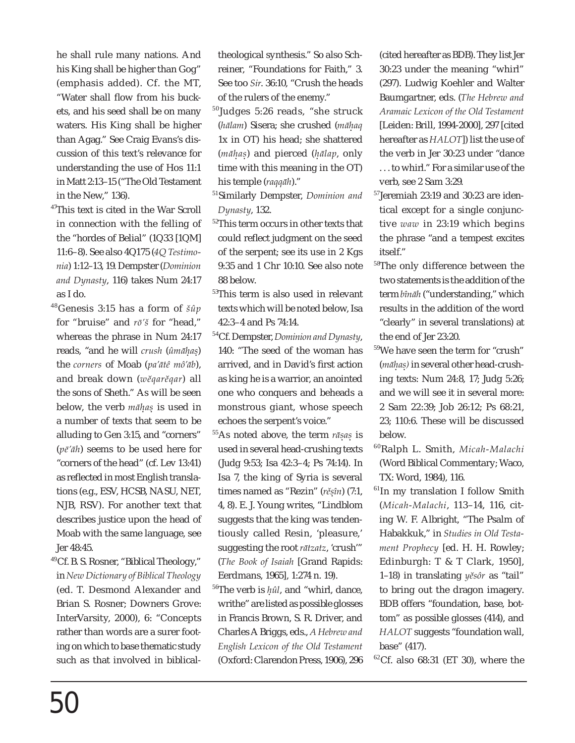he shall rule many nations. And his King shall be higher than Gog" (emphasis added). Cf. the MT, "Water shall flow from his buckets, and his seed shall be on many waters. His King shall be higher than Agag." See Craig Evans's discussion of this text's relevance for understanding the use of Hos 11:1 in Matt 2:13–15 ("The Old Testament in the New," 136).

[47]This text is cited in the War Scroll in connection with the felling of the "hordes of Belial" (1Q33 [1QM] 11:6–8). See also 4Q175 (*4Q Testimonia*) 1:12–13, 19. Dempster (*Dominion and Dynasty*, 116) takes Num 24:17 as I do.

[48]Genesis 3:15 has a form of *šûp* for "bruise" and *rō'š* for "head," whereas the phrase in Num 24:17 reads, "and he will *crush* (*ûmāḥaṣ*) the *corners* of Moab (*pa'ātê mô'āb*), and break down (*wĕqarĕqar*) all the sons of Sheth." As will be seen below, the verb *māḥaṣ* is used in a number of texts that seem to be alluding to Gen 3:15, and "corners" (*pē'āh*) seems to be used here for "corners of the head" (cf. Lev 13:41) as reflected in most English translations (e.g., ESV, HCSB, NASU, NET, NJB, RSV). For another text that describes justice upon the head of Moab with the same language, see Jer 48:45.

[49]Cf. B. S. Rosner, "Biblical Theology," in *New Dictionary of Biblical Theology* (ed. T. Desmond Alexander and Brian S. Rosner; Downers Grove: InterVarsity, 2000), 6: "Concepts rather than words are a surer footing on which to base thematic study such as that involved in biblical-theological synthesis." So also Schreiner, "Foundations for Faith," 3. See too *Sir*. 36:10, "Crush the heads of the rulers of the enemy."

[50]Judges 5:26 reads, "she struck (*hālam*) Sisera; she crushed (*māḥaq* 1x in OT) his head; she shattered (*māḥaṣ*) and pierced (*ḥālap*, only time with this meaning in the OT) his temple (*raqqāh*)."

[51]Similarly Dempster, *Dominion and Dynasty*, 132.

[52]This term occurs in other texts that could reflect judgment on the seed of the serpent; see its use in 2 Kgs 9:35 and 1 Chr 10:10. See also note 88 below.

[53]This term is also used in relevant texts which will be noted below, Isa 42:3–4 and Ps 74:14.

[54]Cf. Dempster, *Dominion and Dynasty*, 140: "The seed of the woman has arrived, and in David's first action as king he is a warrior, an anointed one who conquers and beheads a monstrous giant, whose speech echoes the serpent's voice."

[55]As noted above, the term *rāṣaṣ* is used in several head-crushing texts (Judg 9:53; Isa 42:3–4; Ps 74:14). In Isa 7, the king of Syria is several times named as "Rezin" (*rĕṣîn*) (7:1, 4, 8). E. J. Young writes, "Lindblom suggests that the king was tendentiously called Resin, 'pleasure,' suggesting the root *rātzatz*, 'crush'" (*The Book of Isaiah* [Grand Rapids: Eerdmans, 1965], 1:274 n. 19).

[56]The verb is *ḥûl*, and "whirl, dance, writhe" are listed as possible glosses in Francis Brown, S. R. Driver, and Charles A Briggs, eds., *A Hebrew and English Lexicon of the Old Testament* (Oxford: Clarendon Press, 1906), 296 (cited hereafter as BDB). They list Jer 30:23 under the meaning "whirl" (297). Ludwig Koehler and Walter Baumgartner, eds. (*The Hebrew and Aramaic Lexicon of the Old Testament* [Leiden: Brill, 1994-2000], 297 [cited hereafter as *HALOT*]) list the use of the verb in Jer 30:23 under "dance . . . to whirl." For a similar use of the verb, see 2 Sam 3:29.

[57]Jeremiah 23:19 and 30:23 are identical except for a single conjunctive *waw* in 23:19 which begins the phrase "and a tempest excites itself."

[58]The only difference between the two statements is the addition of the term *bînāh* ("understanding," which results in the addition of the word "clearly" in several translations) at the end of Jer 23:20.

[59]We have seen the term for "crush" (*māḥaṣ)* in several other head-crushing texts: Num 24:8, 17; Judg 5:26; and we will see it in several more: 2 Sam 22:39; Job 26:12; Ps 68:21, 23; 110:6. These will be discussed below.

[60]Ralph L. Smith, *Micah-Malachi* (Word Biblical Commentary; Waco, TX: Word, 1984), 116.

[61]In my translation I follow Smith (*Micah-Malachi*, 113–14, 116, citing W. F. Albright, "The Psalm of Habakkuk," in *Studies in Old Testament Prophecy* [ed. H. H. Rowley; Edinburgh: T & T Clark, 1950], 1–18) in translating *yĕsôr* as "tail" to bring out the dragon imagery. BDB offers "foundation, base, bottom" as possible glosses (414), and *HALOT* suggests "foundation wall, base" (417).

[62]Cf. also 68:31 (ET 30), where the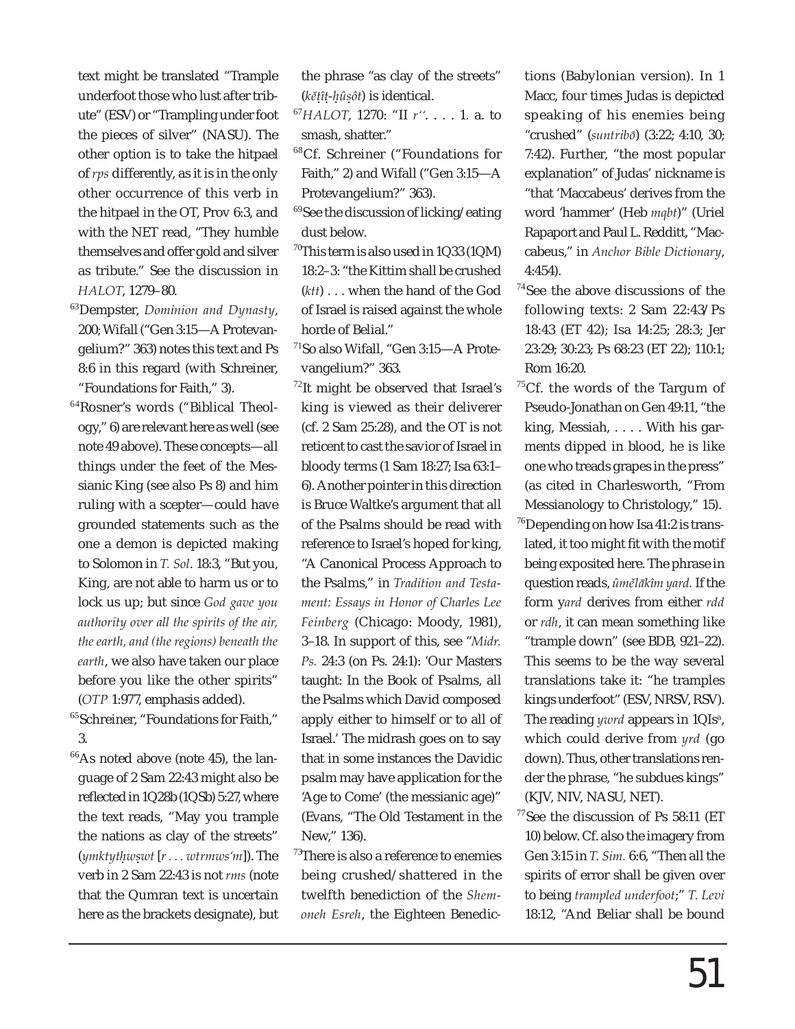text might be translated "Trample underfoot those who lust after tribute" (ESV) or "Trampling under foot the pieces of silver" (NASU). The other option is to take the hitpael of *rps* differently, as it is in the only other occurrence of this verb in the hitpael in the OT, Prov 6:3, and with the NET read, "They humble themselves and offer gold and silver as tribute." See the discussion in *HALOT*, 1279–80.

[63]Dempster, *Dominion and Dynasty*, 200; Wifall ("Gen 3:15—A Protevangelium?" 363) notes this text and Ps 8:6 in this regard (with Schreiner, "Foundations for Faith," 3).

[64]Rosner's words ("Biblical Theology," 6) are relevant here as well (see note 49 above). These concepts—all things under the feet of the Messianic King (see also Ps 8) and him ruling with a scepter—could have grounded statements such as the one a demon is depicted making to Solomon in *T. Sol*. 18:3, "But you, King, are not able to harm us or to lock us up; but since *God gave you authority over all the spirits of the air, the earth, and (the regions) beneath the earth*, we also have taken our place before you like the other spirits" (*OTP* 1:977, emphasis added).

[65]Schreiner, "Foundations for Faith," 3.

[66]As noted above (note 45), the language of 2 Sam 22:43 might also be reflected in 1Q28b (1QSb) 5:27, where the text reads, "May you trample the nations as clay of the streets" (*ymktytḥwṣwt* [*r . . . wtrmws'm*]). The verb in 2 Sam 22:43 is not *rms* (note that the Qumran text is uncertain here as the brackets designate), but the phrase "as clay of the streets" (*kĕṭîṭ-ḥûṣôt*) is identical.

[67]*HALOT*, 1270: "II *r''*. . . . 1. a. to smash, shatter."

[68]Cf. Schreiner ("Foundations for Faith," 2) and Wifall ("Gen 3:15—A Protevangelium?" 363).

[69]See the discussion of licking/eating dust below.

[70]This term is also used in 1Q33 (1QM) 18:2–3: "the Kittim shall be crushed (*ktt*) . . . when the hand of the God of Israel is raised against the whole horde of Belial."

[71]So also Wifall, "Gen 3:15—A Protevangelium?" 363.

[72]It might be observed that Israel's king is viewed as their deliverer (cf. 2 Sam 25:28), and the OT is not reticent to cast the savior of Israel in bloody terms (1 Sam 18:27; Isa 63:1–6). Another pointer in this direction is Bruce Waltke's argument that all of the Psalms should be read with reference to Israel's hoped for king, "A Canonical Process Approach to the Psalms," in *Tradition and Testament: Essays in Honor of Charles Lee Feinberg* (Chicago: Moody, 1981), 3–18. In support of this, see "*Midr. Ps.* 24:3 (on Ps. 24:1): 'Our Masters taught: In the Book of Psalms, all the Psalms which David composed apply either to himself or to all of Israel.' The midrash goes on to say that in some instances the Davidic psalm may have application for the 'Age to Come' (the messianic age)" (Evans, "The Old Testament in the New," 136).

[73]There is also a reference to enemies being crushed/shattered in the twelfth benediction of the *Shemoneh Esreh*, the Eighteen Benedictions (Babylonian version). In 1 Macc, four times Judas is depicted speaking of his enemies being "crushed" (*suntribō*) (3:22; 4:10, 30; 7:42). Further, "the most popular explanation" of Judas' nickname is "that 'Maccabeus' derives from the word 'hammer' (Heb *mqbt*)" (Uriel Rapaport and Paul L. Redditt, "Maccabeus," in *Anchor Bible Dictionary*, 4:454).

[74]See the above discussions of the following texts: 2 Sam 22:43/Ps 18:43 (ET 42); Isa 14:25; 28:3; Jer 23:29; 30:23; Ps 68:23 (ET 22); 110:1; Rom 16:20.

[75]Cf. the words of the Targum of Pseudo-Jonathan on Gen 49:11, "the king, Messiah, . . . . With his garments dipped in blood, he is like one who treads grapes in the press" (as cited in Charlesworth, "From Messianology to Christology," 15).

[76]Depending on how Isa 41:2 is translated, it too might fit with the motif being exposited here. The phrase in question reads, *ûmĕlākîm yard.* If the form y*ard* derives from either *rdd* or *rdh*, it can mean something like "trample down" (see BDB, 921–22). This seems to be the way several translations take it: "he tramples kings underfoot" (ESV, NRSV, RSV). The reading *ywrd* appears in 1QIs[a], which could derive from *yrd* (go down). Thus, other translations render the phrase, "he subdues kings" (KJV, NIV, NASU, NET).

[77]See the discussion of Ps 58:11 (ET 10) below. Cf. also the imagery from Gen 3:15 in *T. Sim.* 6:6, "Then all the spirits of error shall be given over to being *trampled underfoot*;" *T. Levi* 18:12, "And Beliar shall be bound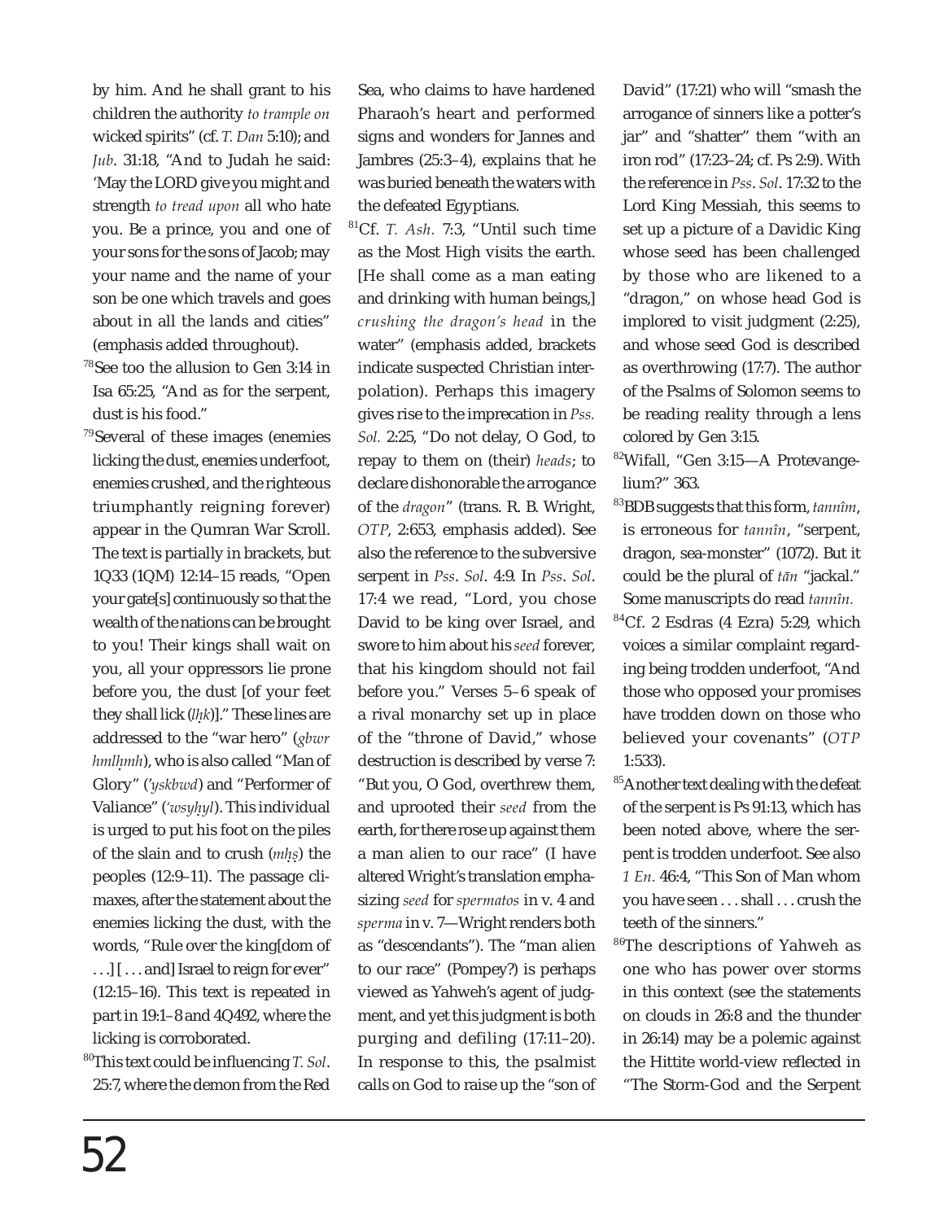by him. And he shall grant to his children the authority *to trample on* wicked spirits" (cf. *T. Dan* 5:10); and *Jub*. 31:18, "And to Judah he said: 'May the LORD give you might and strength *to tread upon* all who hate you. Be a prince, you and one of your sons for the sons of Jacob; may your name and the name of your son be one which travels and goes about in all the lands and cities" (emphasis added throughout).

[78] See too the allusion to Gen 3:14 in Isa 65:25, "And as for the serpent, dust is his food."

[79] Several of these images (enemies licking the dust, enemies underfoot, enemies crushed, and the righteous triumphantly reigning forever) appear in the Qumran War Scroll. The text is partially in brackets, but 1Q33 (1QM) 12:14–15 reads, "Open your gate[s] continuously so that the wealth of the nations can be brought to you! Their kings shall wait on you, all your oppressors lie prone before you, the dust [of your feet they shall lick (*lḥk*)]." These lines are addressed to the "war hero" (*gbwr hmlḥmh*), who is also called "Man of Glory" (*'yskbwd*) and "Performer of Valiance" (*'wsyḥyl*). This individual is urged to put his foot on the piles of the slain and to crush (*mḥṣ*) the peoples (12:9–11). The passage climaxes, after the statement about the enemies licking the dust, with the words, "Rule over the king[dom of . . .] [ . . . and] Israel to reign for ever" (12:15–16). This text is repeated in part in 19:1–8 and 4Q492, where the licking is corroborated.

[80] This text could be influencing *T. Sol*. 25:7, where the demon from the Red Sea, who claims to have hardened Pharaoh's heart and performed signs and wonders for Jannes and Jambres (25:3–4), explains that he was buried beneath the waters with the defeated Egyptians.

[81] Cf. *T. Ash.* 7:3, "Until such time as the Most High visits the earth. [He shall come as a man eating and drinking with human beings,] *crushing the dragon's head* in the water" (emphasis added, brackets indicate suspected Christian interpolation). Perhaps this imagery gives rise to the imprecation in *Pss. Sol.* 2:25, "Do not delay, O God, to repay to them on (their) *heads*; to declare dishonorable the arrogance of the *dragon*" (trans. R. B. Wright, *OTP*, 2:653, emphasis added). See also the reference to the subversive serpent in *Pss. Sol*. 4:9. In *Pss. Sol*. 17:4 we read, "Lord, you chose David to be king over Israel, and swore to him about his *seed* forever, that his kingdom should not fail before you." Verses 5–6 speak of a rival monarchy set up in place of the "throne of David," whose destruction is described by verse 7: "But you, O God, overthrew them, and uprooted their *seed* from the earth, for there rose up against them a man alien to our race" (I have altered Wright's translation emphasizing *seed* for *spermatos* in v. 4 and *sperma* in v. 7—Wright renders both as "descendants"). The "man alien to our race" (Pompey?) is perhaps viewed as Yahweh's agent of judgment, and yet this judgment is both purging and defiling (17:11–20). In response to this, the psalmist calls on God to raise up the "son of David" (17:21) who will "smash the arrogance of sinners like a potter's jar" and "shatter" them "with an iron rod" (17:23–24; cf. Ps 2:9). With the reference in *Pss. Sol*. 17:32 to the Lord King Messiah, this seems to set up a picture of a Davidic King whose seed has been challenged by those who are likened to a "dragon," on whose head God is implored to visit judgment (2:25), and whose seed God is described as overthrowing (17:7). The author of the Psalms of Solomon seems to be reading reality through a lens colored by Gen 3:15.

[82] Wifall, "Gen 3:15—A Protevangelium?" 363.

[83] BDB suggests that this form, *tannîm*, is erroneous for *tannîn*, "serpent, dragon, sea-monster" (1072). But it could be the plural of *tān* "jackal." Some manuscripts do read *tannîn.*

[84] Cf. 2 Esdras (4 Ezra) 5:29, which voices a similar complaint regarding being trodden underfoot, "And those who opposed your promises have trodden down on those who believed your covenants" (*OTP* 1:533).

[85] Another text dealing with the defeat of the serpent is Ps 91:13, which has been noted above, where the serpent is trodden underfoot. See also *1 En.* 46:4, "This Son of Man whom you have seen . . . shall . . . crush the teeth of the sinners."

[86] The descriptions of Yahweh as one who has power over storms in this context (see the statements on clouds in 26:8 and the thunder in 26:14) may be a polemic against the Hittite world-view reflected in "The Storm-God and the Serpent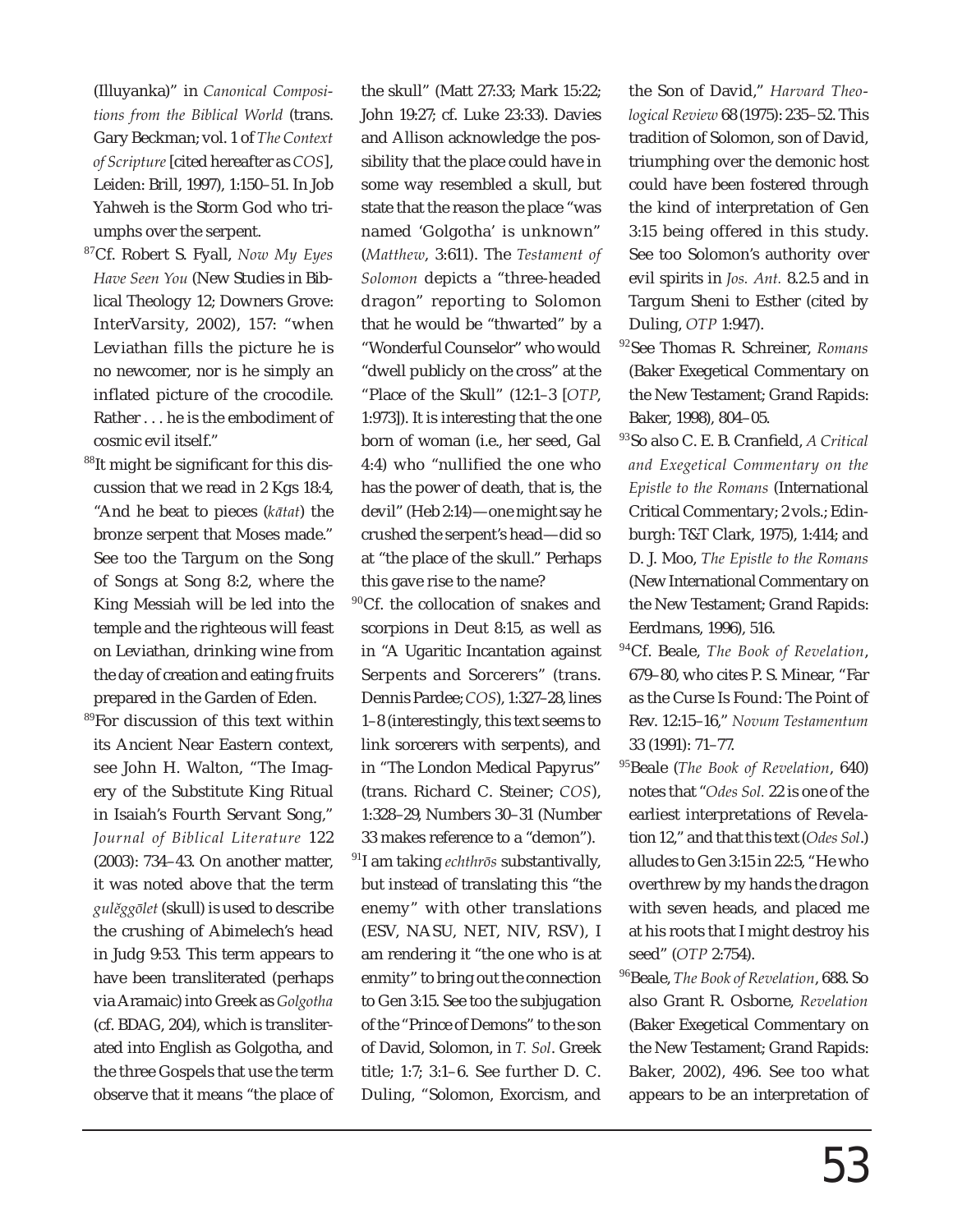(Illuyanka)" in *Canonical Compositions from the Biblical World* (trans. Gary Beckman; vol. 1 of *The Context of Scripture* [cited hereafter as *COS*], Leiden: Brill, 1997), 1:150–51. In Job Yahweh is the Storm God who triumphs over the serpent.

[87]Cf. Robert S. Fyall, *Now My Eyes Have Seen You* (New Studies in Biblical Theology 12; Downers Grove: InterVarsity, 2002), 157: "when Leviathan fills the picture he is no newcomer, nor is he simply an inflated picture of the crocodile. Rather . . . he is the embodiment of cosmic evil itself."

[88]It might be significant for this discussion that we read in 2 Kgs 18:4, "And he beat to pieces (*kātat*) the bronze serpent that Moses made." See too the Targum on the Song of Songs at Song 8:2, where the King Messiah will be led into the temple and the righteous will feast on Leviathan, drinking wine from the day of creation and eating fruits prepared in the Garden of Eden.

[89]For discussion of this text within its Ancient Near Eastern context, see John H. Walton, "The Imagery of the Substitute King Ritual in Isaiah's Fourth Servant Song," *Journal of Biblical Literature* 122 (2003): 734–43. On another matter, it was noted above that the term *gulĕggōlet* (skull) is used to describe the crushing of Abimelech's head in Judg 9:53. This term appears to have been transliterated (perhaps via Aramaic) into Greek as *Golgotha* (cf. BDAG, 204), which is transliterated into English as Golgotha, and the three Gospels that use the term observe that it means "the place of the skull" (Matt 27:33; Mark 15:22; John 19:27; cf. Luke 23:33). Davies and Allison acknowledge the possibility that the place could have in some way resembled a skull, but state that the reason the place "was named 'Golgotha' is unknown" (*Matthew*, 3:611). The *Testament of Solomon* depicts a "three-headed dragon" reporting to Solomon that he would be "thwarted" by a "Wonderful Counselor" who would "dwell publicly on the cross" at the "Place of the Skull" (12:1–3 [*OTP*, 1:973]). It is interesting that the one born of woman (i.e., her seed, Gal 4:4) who "nullified the one who has the power of death, that is, the devil" (Heb 2:14)—one might say he crushed the serpent's head—did so at "the place of the skull." Perhaps this gave rise to the name?

[90]Cf. the collocation of snakes and scorpions in Deut 8:15, as well as in "A Ugaritic Incantation against Serpents and Sorcerers" (trans. Dennis Pardee; *COS*), 1:327–28, lines 1–8 (interestingly, this text seems to link sorcerers with serpents), and in "The London Medical Papyrus" (trans. Richard C. Steiner; *COS*), 1:328–29, Numbers 30–31 (Number 33 makes reference to a "demon").

[91]I am taking *echthrōs* substantivally, but instead of translating this "the enemy" with other translations (ESV, NASU, NET, NIV, RSV), I am rendering it "the one who is at enmity" to bring out the connection to Gen 3:15. See too the subjugation of the "Prince of Demons" to the son of David, Solomon, in *T. Sol*. Greek title; 1:7; 3:1–6. See further D. C. Duling, "Solomon, Exorcism, and the Son of David," *Harvard Theological Review* 68 (1975): 235–52. This tradition of Solomon, son of David, triumphing over the demonic host could have been fostered through the kind of interpretation of Gen 3:15 being offered in this study. See too Solomon's authority over evil spirits in *Jos. Ant.* 8.2.5 and in Targum Sheni to Esther (cited by Duling, *OTP* 1:947).

[92]See Thomas R. Schreiner, *Romans* (Baker Exegetical Commentary on the New Testament; Grand Rapids: Baker, 1998), 804–05.

[93]So also C. E. B. Cranfield, *A Critical and Exegetical Commentary on the Epistle to the Romans* (International Critical Commentary; 2 vols.; Edinburgh: T&T Clark, 1975), 1:414; and D. J. Moo, *The Epistle to the Romans* (New International Commentary on the New Testament; Grand Rapids: Eerdmans, 1996), 516.

[94]Cf. Beale, *The Book of Revelation*, 679–80, who cites P. S. Minear, "Far as the Curse Is Found: The Point of Rev. 12:15–16," *Novum Testamentum* 33 (1991): 71–77.

[95]Beale (*The Book of Revelation*, 640) notes that "*Odes Sol.* 22 is one of the earliest interpretations of Revelation 12," and that this text (*Odes Sol*.) alludes to Gen 3:15 in 22:5, "He who overthrew by my hands the dragon with seven heads, and placed me at his roots that I might destroy his seed" (*OTP* 2:754).

[96]Beale, *The Book of Revelation*, 688. So also Grant R. Osborne, *Revelation* (Baker Exegetical Commentary on the New Testament; Grand Rapids: Baker, 2002), 496. See too what appears to be an interpretation of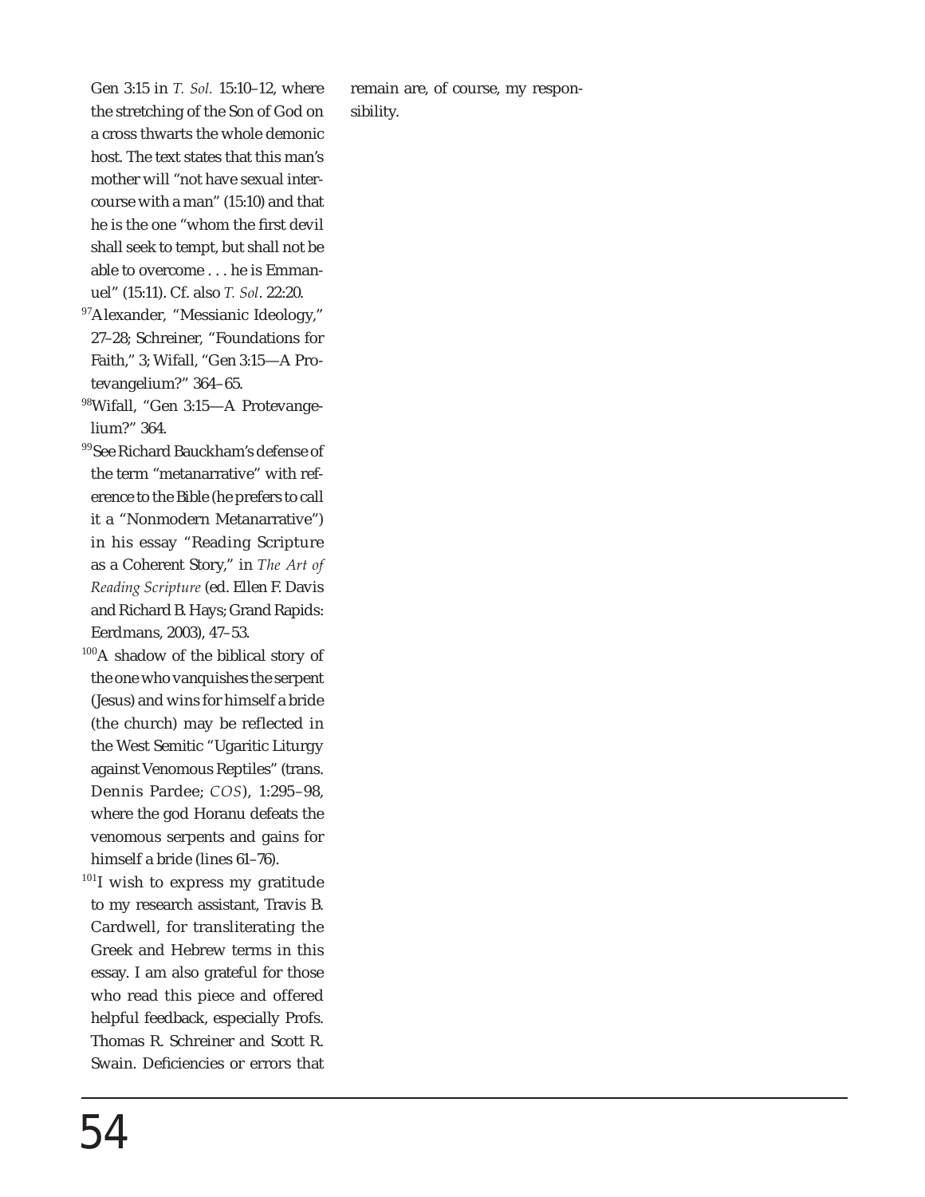Gen 3:15 in *T. Sol.* 15:10–12, where the stretching of the Son of God on a cross thwarts the whole demonic host. The text states that this man's mother will "not have sexual intercourse with a man" (15:10) and that he is the one "whom the first devil shall seek to tempt, but shall not be able to overcome . . . he is Emmanuel" (15:11). Cf. also *T. Sol*. 22:20.

[97]Alexander, "Messianic Ideology," 27–28; Schreiner, "Foundations for Faith," 3; Wifall, "Gen 3:15—A Protevangelium?" 364–65.

[98]Wifall, "Gen 3:15—A Protevangelium?" 364.

[99]See Richard Bauckham's defense of the term "metanarrative" with reference to the Bible (he prefers to call it a "Nonmodern Metanarrative") in his essay "Reading Scripture as a Coherent Story," in *The Art of Reading Scripture* (ed. Ellen F. Davis and Richard B. Hays; Grand Rapids: Eerdmans, 2003), 47–53.

[100]A shadow of the biblical story of the one who vanquishes the serpent (Jesus) and wins for himself a bride (the church) may be reflected in the West Semitic "Ugaritic Liturgy against Venomous Reptiles" (trans. Dennis Pardee; *COS*), 1:295–98, where the god Horanu defeats the venomous serpents and gains for himself a bride (lines 61–76).

[101]I wish to express my gratitude to my research assistant, Travis B. Cardwell, for transliterating the Greek and Hebrew terms in this essay. I am also grateful for those who read this piece and offered helpful feedback, especially Profs. Thomas R. Schreiner and Scott R. Swain. Deficiencies or errors that remain are, of course, my responsibility.